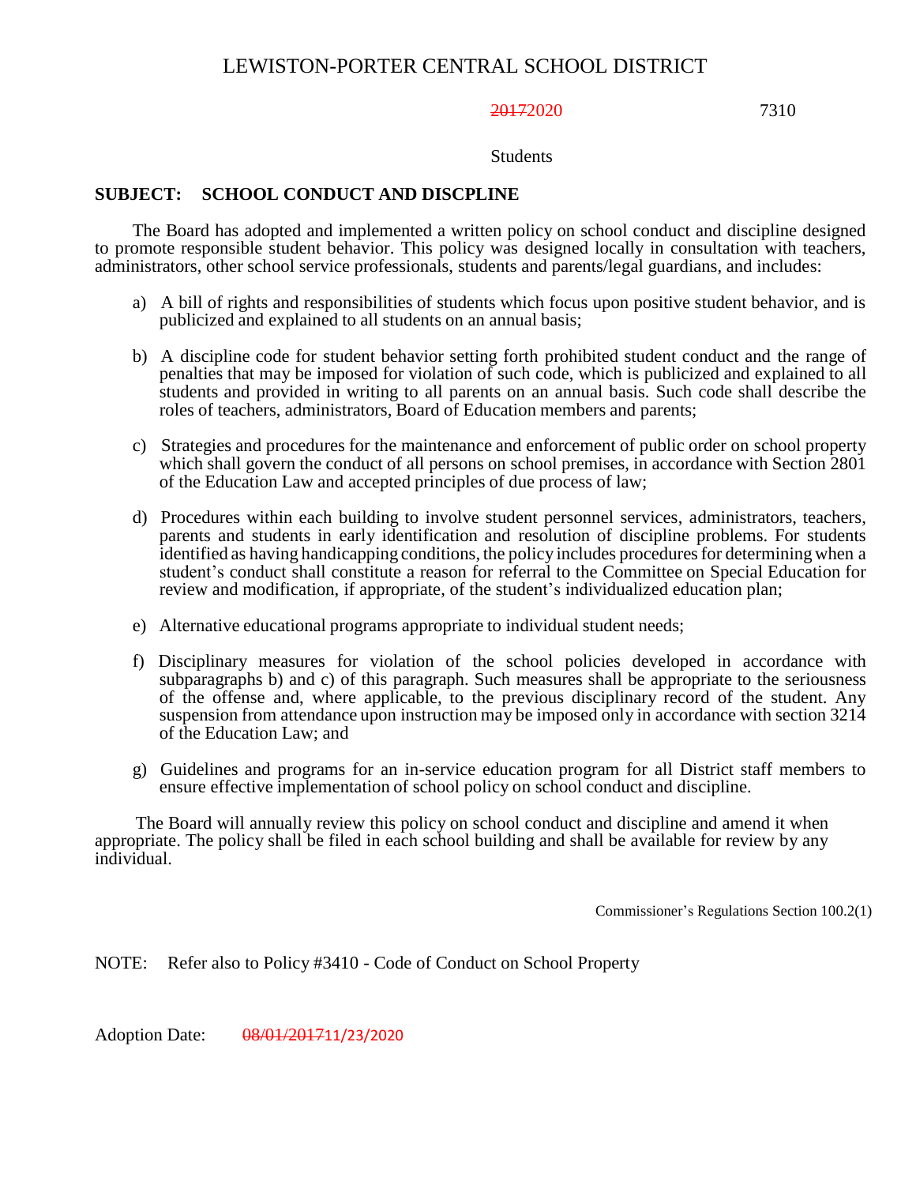# LEWISTON-PORTER CENTRAL SCHOOL DISTRICT

~~2017~~2020 7310

Students

## SUBJECT: SCHOOL CONDUCT AND DISCPLINE

The Board has adopted and implemented a written policy on school conduct and discipline designed to promote responsible student behavior. This policy was designed locally in consultation with teachers, administrators, other school service professionals, students and parents/legal guardians, and includes:

a) A bill of rights and responsibilities of students which focus upon positive student behavior, and is publicized and explained to all students on an annual basis;

b) A discipline code for student behavior setting forth prohibited student conduct and the range of penalties that may be imposed for violation of such code, which is publicized and explained to all students and provided in writing to all parents on an annual basis. Such code shall describe the roles of teachers, administrators, Board of Education members and parents;

c) Strategies and procedures for the maintenance and enforcement of public order on school property which shall govern the conduct of all persons on school premises, in accordance with Section 2801 of the Education Law and accepted principles of due process of law;

d) Procedures within each building to involve student personnel services, administrators, teachers, parents and students in early identification and resolution of discipline problems. For students identified as having handicapping conditions, the policy includes procedures for determining when a student's conduct shall constitute a reason for referral to the Committee on Special Education for review and modification, if appropriate, of the student's individualized education plan;

e) Alternative educational programs appropriate to individual student needs;

f) Disciplinary measures for violation of the school policies developed in accordance with subparagraphs b) and c) of this paragraph. Such measures shall be appropriate to the seriousness of the offense and, where applicable, to the previous disciplinary record of the student. Any suspension from attendance upon instruction may be imposed only in accordance with section 3214 of the Education Law; and

g) Guidelines and programs for an in-service education program for all District staff members to ensure effective implementation of school policy on school conduct and discipline.

The Board will annually review this policy on school conduct and discipline and amend it when appropriate. The policy shall be filed in each school building and shall be available for review by any individual.

Commissioner's Regulations Section 100.2(1)

NOTE: Refer also to Policy #3410 - Code of Conduct on School Property

Adoption Date: ~~08/01/2017~~11/23/2020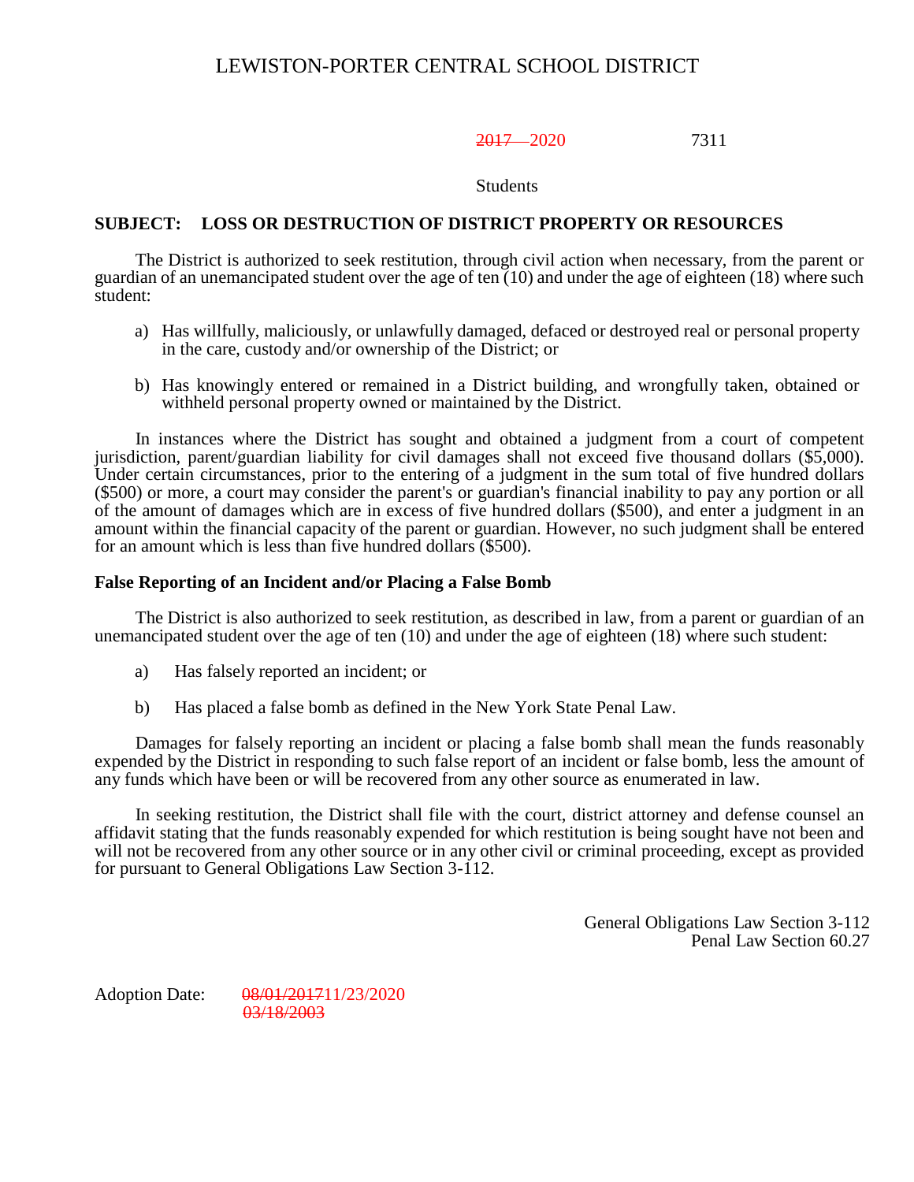LEWISTON-PORTER CENTRAL SCHOOL DISTRICT

~~2017~~ 2020 7311

Students

**SUBJECT: LOSS OR DESTRUCTION OF DISTRICT PROPERTY OR RESOURCES**

The District is authorized to seek restitution, through civil action when necessary, from the parent or guardian of an unemancipated student over the age of ten (10) and under the age of eighteen (18) where such student:

a) Has willfully, maliciously, or unlawfully damaged, defaced or destroyed real or personal property in the care, custody and/or ownership of the District; or

b) Has knowingly entered or remained in a District building, and wrongfully taken, obtained or withheld personal property owned or maintained by the District.

In instances where the District has sought and obtained a judgment from a court of competent jurisdiction, parent/guardian liability for civil damages shall not exceed five thousand dollars ($5,000). Under certain circumstances, prior to the entering of a judgment in the sum total of five hundred dollars ($500) or more, a court may consider the parent's or guardian's financial inability to pay any portion or all of the amount of damages which are in excess of five hundred dollars ($500), and enter a judgment in an amount within the financial capacity of the parent or guardian. However, no such judgment shall be entered for an amount which is less than five hundred dollars ($500).

**False Reporting of an Incident and/or Placing a False Bomb**

The District is also authorized to seek restitution, as described in law, from a parent or guardian of an unemancipated student over the age of ten (10) and under the age of eighteen (18) where such student:

a) Has falsely reported an incident; or

b) Has placed a false bomb as defined in the New York State Penal Law.

Damages for falsely reporting an incident or placing a false bomb shall mean the funds reasonably expended by the District in responding to such false report of an incident or false bomb, less the amount of any funds which have been or will be recovered from any other source as enumerated in law.

In seeking restitution, the District shall file with the court, district attorney and defense counsel an affidavit stating that the funds reasonably expended for which restitution is being sought have not been and will not be recovered from any other source or in any other civil or criminal proceeding, except as provided for pursuant to General Obligations Law Section 3-112.

General Obligations Law Section 3-112
Penal Law Section 60.27

Adoption Date: ~~08/01/2017~~11/23/2020
~~03/18/2003~~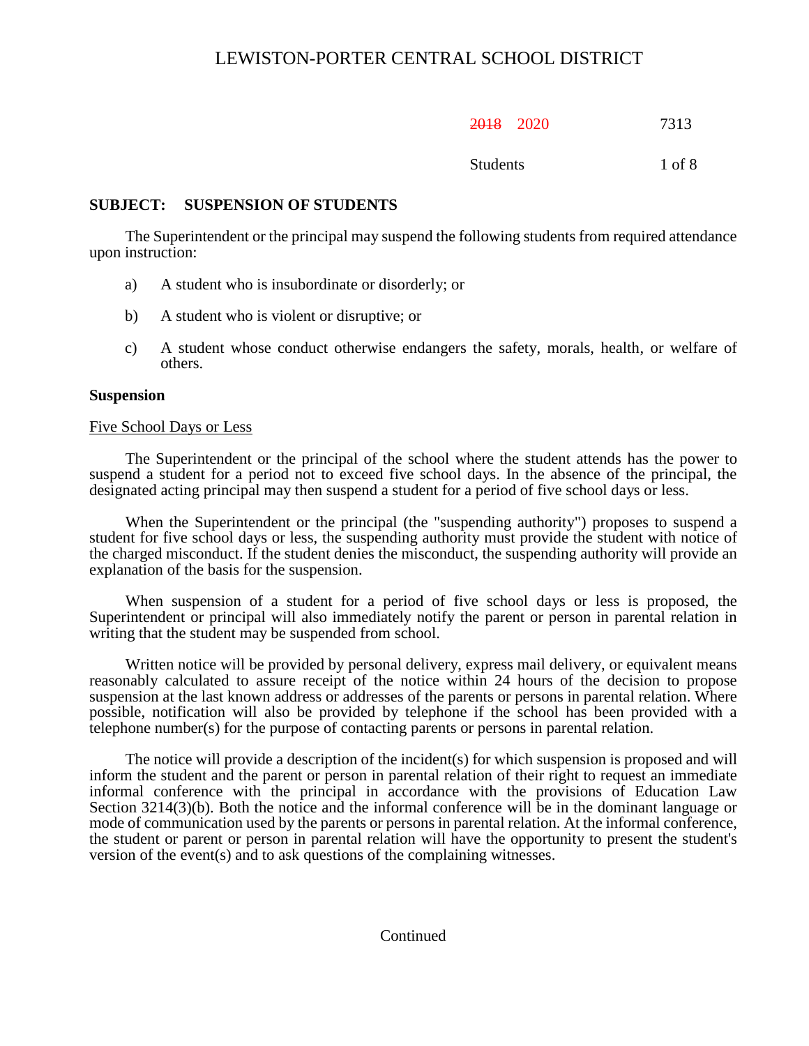# LEWISTON-PORTER CENTRAL SCHOOL DISTRICT

~~2018~~ 2020 7313

Students

## SUBJECT: SUSPENSION OF STUDENTS

The Superintendent or the principal may suspend the following students from required attendance upon instruction:

a) A student who is insubordinate or disorderly; or

b) A student who is violent or disruptive; or

c) A student whose conduct otherwise endangers the safety, morals, health, or welfare of others.

### Suspension

Five School Days or Less

The Superintendent or the principal of the school where the student attends has the power to suspend a student for a period not to exceed five school days. In the absence of the principal, the designated acting principal may then suspend a student for a period of five school days or less.

When the Superintendent or the principal (the "suspending authority") proposes to suspend a student for five school days or less, the suspending authority must provide the student with notice of the charged misconduct. If the student denies the misconduct, the suspending authority will provide an explanation of the basis for the suspension.

When suspension of a student for a period of five school days or less is proposed, the Superintendent or principal will also immediately notify the parent or person in parental relation in writing that the student may be suspended from school.

Written notice will be provided by personal delivery, express mail delivery, or equivalent means reasonably calculated to assure receipt of the notice within 24 hours of the decision to propose suspension at the last known address or addresses of the parents or persons in parental relation. Where possible, notification will also be provided by telephone if the school has been provided with a telephone number(s) for the purpose of contacting parents or persons in parental relation.

The notice will provide a description of the incident(s) for which suspension is proposed and will inform the student and the parent or person in parental relation of their right to request an immediate informal conference with the principal in accordance with the provisions of Education Law Section 3214(3)(b). Both the notice and the informal conference will be in the dominant language or mode of communication used by the parents or persons in parental relation. At the informal conference, the student or parent or person in parental relation will have the opportunity to present the student's version of the event(s) and to ask questions of the complaining witnesses.

Continued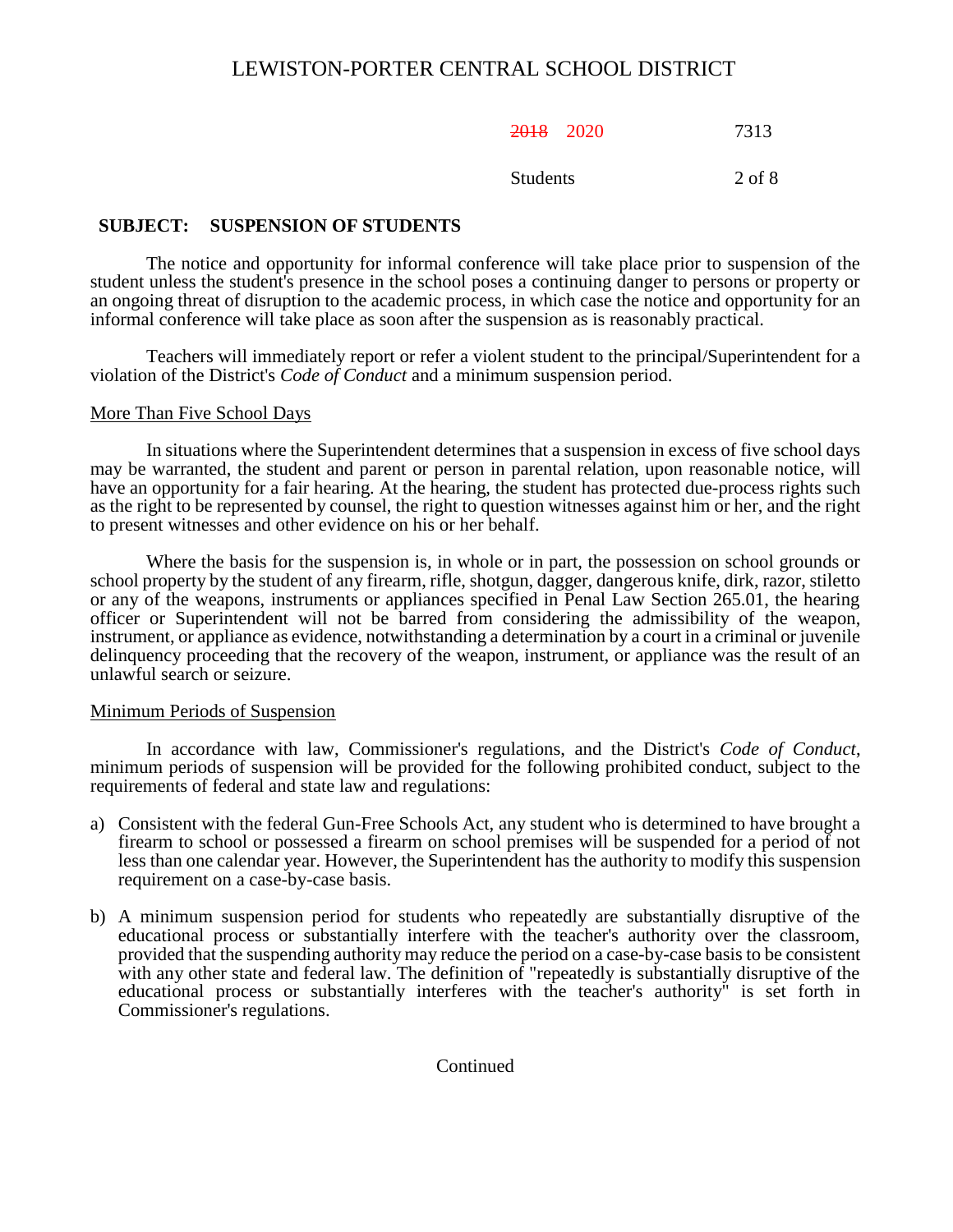**SUBJECT: SUSPENSION OF STUDENTS**

The notice and opportunity for informal conference will take place prior to suspension of the student unless the student's presence in the school poses a continuing danger to persons or property or an ongoing threat of disruption to the academic process, in which case the notice and opportunity for an informal conference will take place as soon after the suspension as is reasonably practical.

Teachers will immediately report or refer a violent student to the principal/Superintendent for a violation of the District's *Code of Conduct* and a minimum suspension period.

<u>More Than Five School Days</u>

In situations where the Superintendent determines that a suspension in excess of five school days may be warranted, the student and parent or person in parental relation, upon reasonable notice, will have an opportunity for a fair hearing. At the hearing, the student has protected due-process rights such as the right to be represented by counsel, the right to question witnesses against him or her, and the right to present witnesses and other evidence on his or her behalf.

Where the basis for the suspension is, in whole or in part, the possession on school grounds or school property by the student of any firearm, rifle, shotgun, dagger, dangerous knife, dirk, razor, stiletto or any of the weapons, instruments or appliances specified in Penal Law Section 265.01, the hearing officer or Superintendent will not be barred from considering the admissibility of the weapon, instrument, or appliance as evidence, notwithstanding a determination by a court in a criminal or juvenile delinquency proceeding that the recovery of the weapon, instrument, or appliance was the result of an unlawful search or seizure.

<u>Minimum Periods of Suspension</u>

In accordance with law, Commissioner's regulations, and the District's *Code of Conduct*, minimum periods of suspension will be provided for the following prohibited conduct, subject to the requirements of federal and state law and regulations:

a) Consistent with the federal Gun-Free Schools Act, any student who is determined to have brought a firearm to school or possessed a firearm on school premises will be suspended for a period of not less than one calendar year. However, the Superintendent has the authority to modify this suspension requirement on a case-by-case basis.

b) A minimum suspension period for students who repeatedly are substantially disruptive of the educational process or substantially interfere with the teacher's authority over the classroom, provided that the suspending authority may reduce the period on a case-by-case basis to be consistent with any other state and federal law. The definition of "repeatedly is substantially disruptive of the educational process or substantially interferes with the teacher's authority" is set forth in Commissioner's regulations.

Continued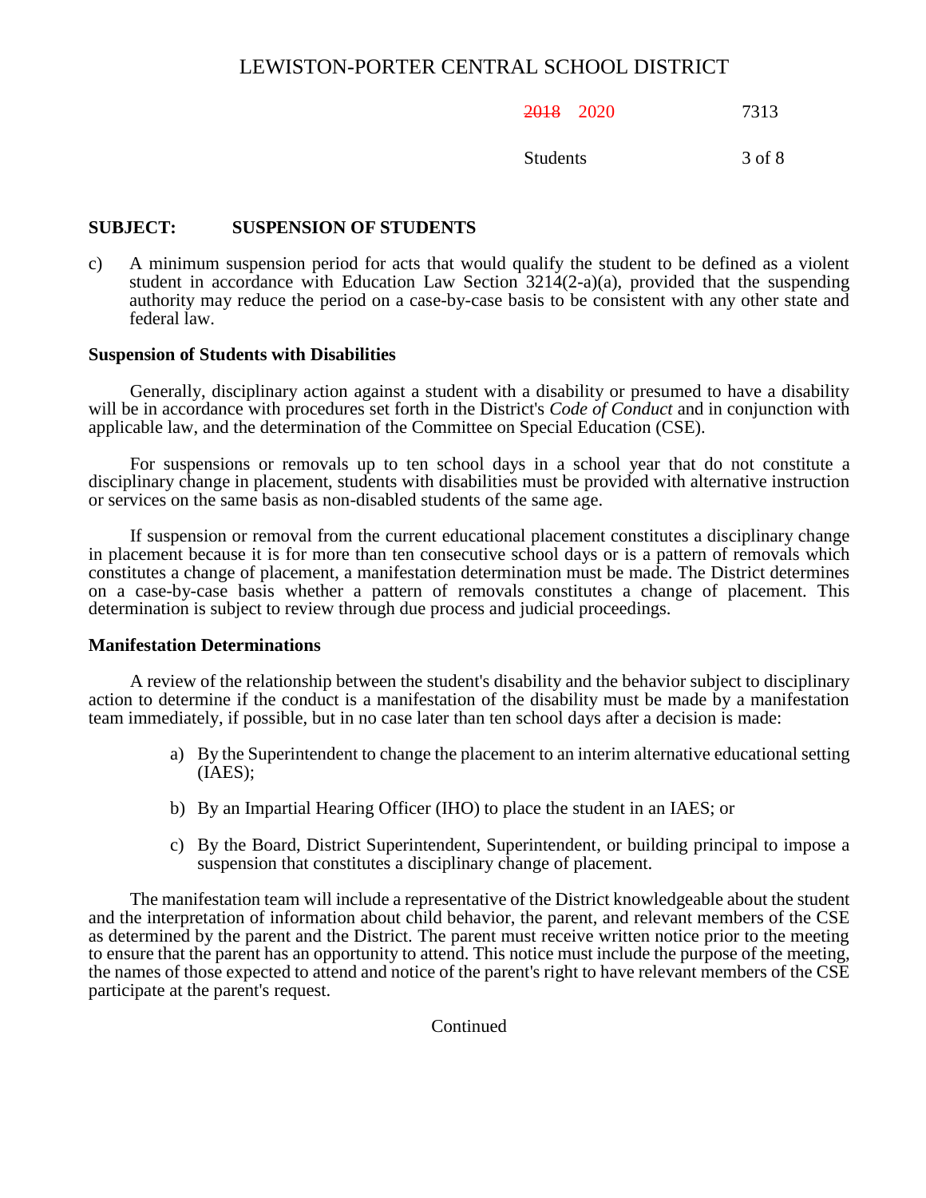## SUBJECT: SUSPENSION OF STUDENTS

c) A minimum suspension period for acts that would qualify the student to be defined as a violent student in accordance with Education Law Section 3214(2-a)(a), provided that the suspending authority may reduce the period on a case-by-case basis to be consistent with any other state and federal law.

### Suspension of Students with Disabilities

Generally, disciplinary action against a student with a disability or presumed to have a disability will be in accordance with procedures set forth in the District's *Code of Conduct* and in conjunction with applicable law, and the determination of the Committee on Special Education (CSE).

For suspensions or removals up to ten school days in a school year that do not constitute a disciplinary change in placement, students with disabilities must be provided with alternative instruction or services on the same basis as non-disabled students of the same age.

If suspension or removal from the current educational placement constitutes a disciplinary change in placement because it is for more than ten consecutive school days or is a pattern of removals which constitutes a change of placement, a manifestation determination must be made. The District determines on a case-by-case basis whether a pattern of removals constitutes a change of placement. This determination is subject to review through due process and judicial proceedings.

### Manifestation Determinations

A review of the relationship between the student's disability and the behavior subject to disciplinary action to determine if the conduct is a manifestation of the disability must be made by a manifestation team immediately, if possible, but in no case later than ten school days after a decision is made:

a) By the Superintendent to change the placement to an interim alternative educational setting (IAES);

b) By an Impartial Hearing Officer (IHO) to place the student in an IAES; or

c) By the Board, District Superintendent, Superintendent, or building principal to impose a suspension that constitutes a disciplinary change of placement.

The manifestation team will include a representative of the District knowledgeable about the student and the interpretation of information about child behavior, the parent, and relevant members of the CSE as determined by the parent and the District. The parent must receive written notice prior to the meeting to ensure that the parent has an opportunity to attend. This notice must include the purpose of the meeting, the names of those expected to attend and notice of the parent's right to have relevant members of the CSE participate at the parent's request.

Continued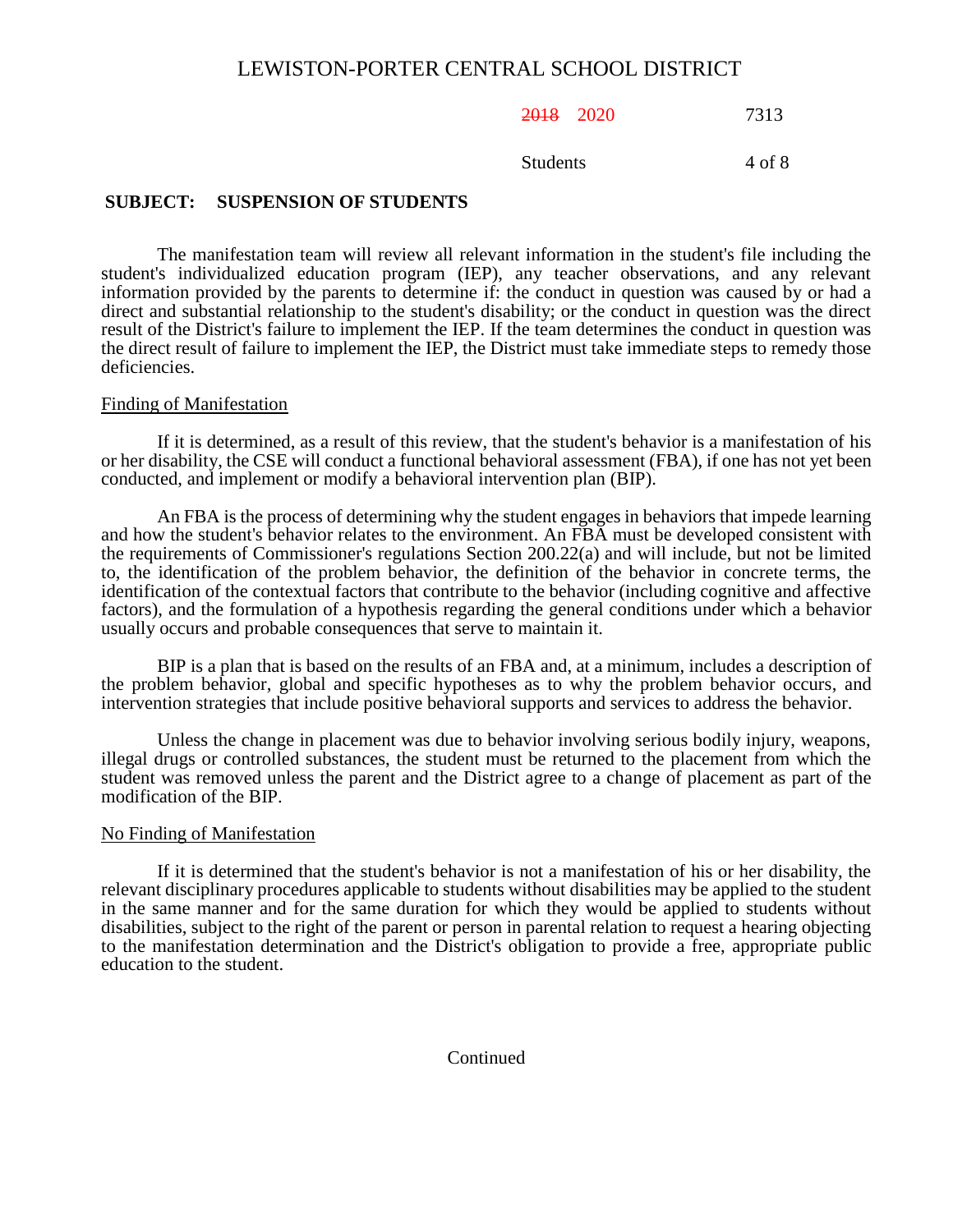**SUBJECT: SUSPENSION OF STUDENTS**

The manifestation team will review all relevant information in the student's file including the student's individualized education program (IEP), any teacher observations, and any relevant information provided by the parents to determine if: the conduct in question was caused by or had a direct and substantial relationship to the student's disability; or the conduct in question was the direct result of the District's failure to implement the IEP. If the team determines the conduct in question was the direct result of failure to implement the IEP, the District must take immediate steps to remedy those deficiencies.

Finding of Manifestation

If it is determined, as a result of this review, that the student's behavior is a manifestation of his or her disability, the CSE will conduct a functional behavioral assessment (FBA), if one has not yet been conducted, and implement or modify a behavioral intervention plan (BIP).

An FBA is the process of determining why the student engages in behaviors that impede learning and how the student's behavior relates to the environment. An FBA must be developed consistent with the requirements of Commissioner's regulations Section 200.22(a) and will include, but not be limited to, the identification of the problem behavior, the definition of the behavior in concrete terms, the identification of the contextual factors that contribute to the behavior (including cognitive and affective factors), and the formulation of a hypothesis regarding the general conditions under which a behavior usually occurs and probable consequences that serve to maintain it.

BIP is a plan that is based on the results of an FBA and, at a minimum, includes a description of the problem behavior, global and specific hypotheses as to why the problem behavior occurs, and intervention strategies that include positive behavioral supports and services to address the behavior.

Unless the change in placement was due to behavior involving serious bodily injury, weapons, illegal drugs or controlled substances, the student must be returned to the placement from which the student was removed unless the parent and the District agree to a change of placement as part of the modification of the BIP.

No Finding of Manifestation

If it is determined that the student's behavior is not a manifestation of his or her disability, the relevant disciplinary procedures applicable to students without disabilities may be applied to the student in the same manner and for the same duration for which they would be applied to students without disabilities, subject to the right of the parent or person in parental relation to request a hearing objecting to the manifestation determination and the District's obligation to provide a free, appropriate public education to the student.

Continued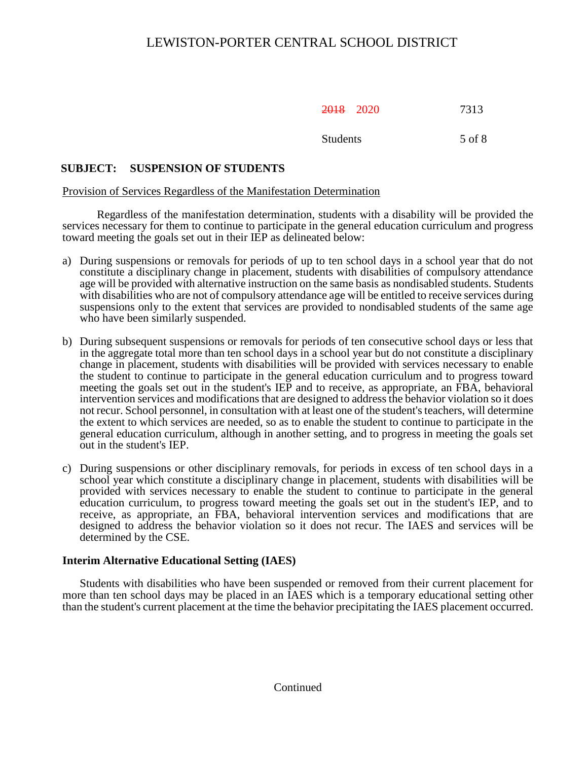## SUBJECT: SUSPENSION OF STUDENTS

Provision of Services Regardless of the Manifestation Determination

Regardless of the manifestation determination, students with a disability will be provided the services necessary for them to continue to participate in the general education curriculum and progress toward meeting the goals set out in their IEP as delineated below:

a) During suspensions or removals for periods of up to ten school days in a school year that do not constitute a disciplinary change in placement, students with disabilities of compulsory attendance age will be provided with alternative instruction on the same basis as nondisabled students. Students with disabilities who are not of compulsory attendance age will be entitled to receive services during suspensions only to the extent that services are provided to nondisabled students of the same age who have been similarly suspended.

b) During subsequent suspensions or removals for periods of ten consecutive school days or less that in the aggregate total more than ten school days in a school year but do not constitute a disciplinary change in placement, students with disabilities will be provided with services necessary to enable the student to continue to participate in the general education curriculum and to progress toward meeting the goals set out in the student's IEP and to receive, as appropriate, an FBA, behavioral intervention services and modifications that are designed to address the behavior violation so it does not recur. School personnel, in consultation with at least one of the student's teachers, will determine the extent to which services are needed, so as to enable the student to continue to participate in the general education curriculum, although in another setting, and to progress in meeting the goals set out in the student's IEP.

c) During suspensions or other disciplinary removals, for periods in excess of ten school days in a school year which constitute a disciplinary change in placement, students with disabilities will be provided with services necessary to enable the student to continue to participate in the general education curriculum, to progress toward meeting the goals set out in the student's IEP, and to receive, as appropriate, an FBA, behavioral intervention services and modifications that are designed to address the behavior violation so it does not recur. The IAES and services will be determined by the CSE.

### Interim Alternative Educational Setting (IAES)

Students with disabilities who have been suspended or removed from their current placement for more than ten school days may be placed in an IAES which is a temporary educational setting other than the student's current placement at the time the behavior precipitating the IAES placement occurred.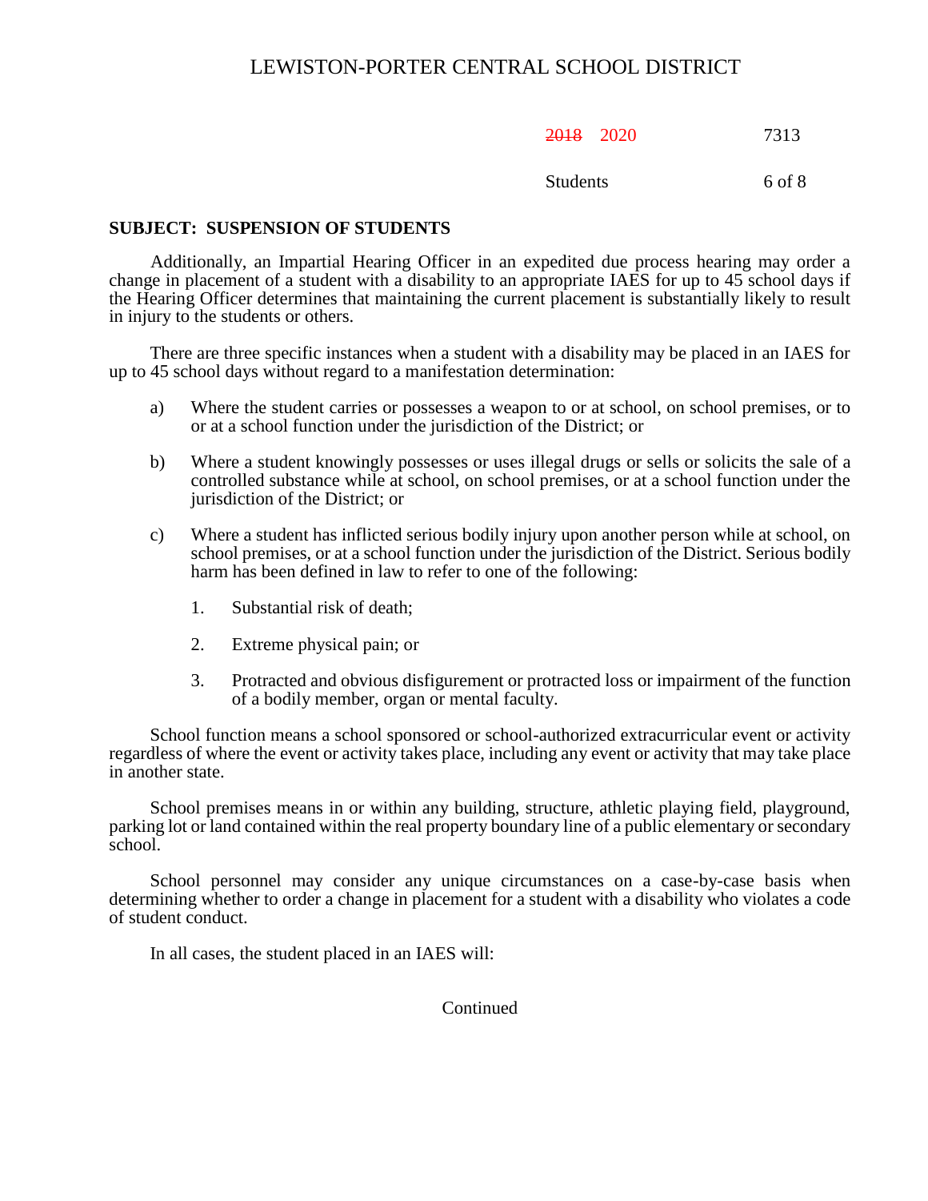**SUBJECT: SUSPENSION OF STUDENTS**

Additionally, an Impartial Hearing Officer in an expedited due process hearing may order a change in placement of a student with a disability to an appropriate IAES for up to 45 school days if the Hearing Officer determines that maintaining the current placement is substantially likely to result in injury to the students or others.

There are three specific instances when a student with a disability may be placed in an IAES for up to 45 school days without regard to a manifestation determination:

a) Where the student carries or possesses a weapon to or at school, on school premises, or to or at a school function under the jurisdiction of the District; or

b) Where a student knowingly possesses or uses illegal drugs or sells or solicits the sale of a controlled substance while at school, on school premises, or at a school function under the jurisdiction of the District; or

c) Where a student has inflicted serious bodily injury upon another person while at school, on school premises, or at a school function under the jurisdiction of the District. Serious bodily harm has been defined in law to refer to one of the following:

   1. Substantial risk of death;

   2. Extreme physical pain; or

   3. Protracted and obvious disfigurement or protracted loss or impairment of the function of a bodily member, organ or mental faculty.

School function means a school sponsored or school-authorized extracurricular event or activity regardless of where the event or activity takes place, including any event or activity that may take place in another state.

School premises means in or within any building, structure, athletic playing field, playground, parking lot or land contained within the real property boundary line of a public elementary or secondary school.

School personnel may consider any unique circumstances on a case-by-case basis when determining whether to order a change in placement for a student with a disability who violates a code of student conduct.

In all cases, the student placed in an IAES will:

Continued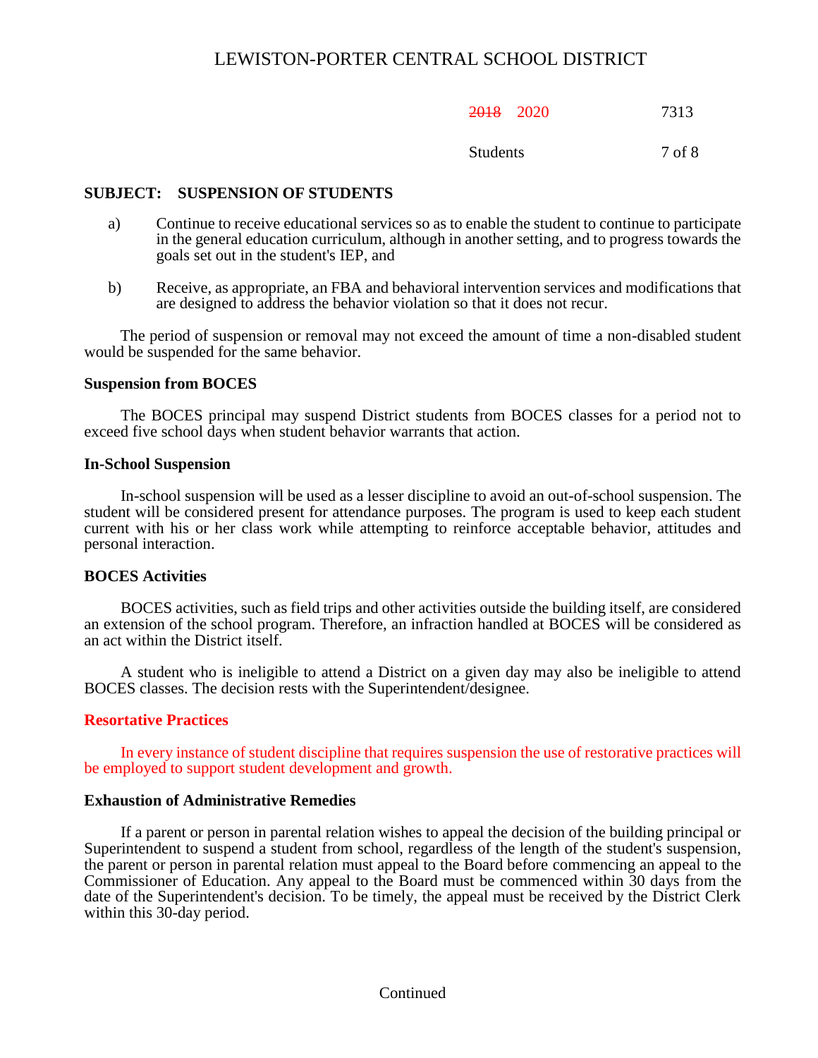## SUBJECT: SUSPENSION OF STUDENTS

a) Continue to receive educational services so as to enable the student to continue to participate in the general education curriculum, although in another setting, and to progress towards the goals set out in the student's IEP, and

b) Receive, as appropriate, an FBA and behavioral intervention services and modifications that are designed to address the behavior violation so that it does not recur.

The period of suspension or removal may not exceed the amount of time a non-disabled student would be suspended for the same behavior.

**Suspension from BOCES**

The BOCES principal may suspend District students from BOCES classes for a period not to exceed five school days when student behavior warrants that action.

**In-School Suspension**

In-school suspension will be used as a lesser discipline to avoid an out-of-school suspension. The student will be considered present for attendance purposes. The program is used to keep each student current with his or her class work while attempting to reinforce acceptable behavior, attitudes and personal interaction.

**BOCES Activities**

BOCES activities, such as field trips and other activities outside the building itself, are considered an extension of the school program. Therefore, an infraction handled at BOCES will be considered as an act within the District itself.

A student who is ineligible to attend a District on a given day may also be ineligible to attend BOCES classes. The decision rests with the Superintendent/designee.

**Resortative Practices**

In every instance of student discipline that requires suspension the use of restorative practices will be employed to support student development and growth.

**Exhaustion of Administrative Remedies**

If a parent or person in parental relation wishes to appeal the decision of the building principal or Superintendent to suspend a student from school, regardless of the length of the student's suspension, the parent or person in parental relation must appeal to the Board before commencing an appeal to the Commissioner of Education. Any appeal to the Board must be commenced within 30 days from the date of the Superintendent's decision. To be timely, the appeal must be received by the District Clerk within this 30-day period.

Continued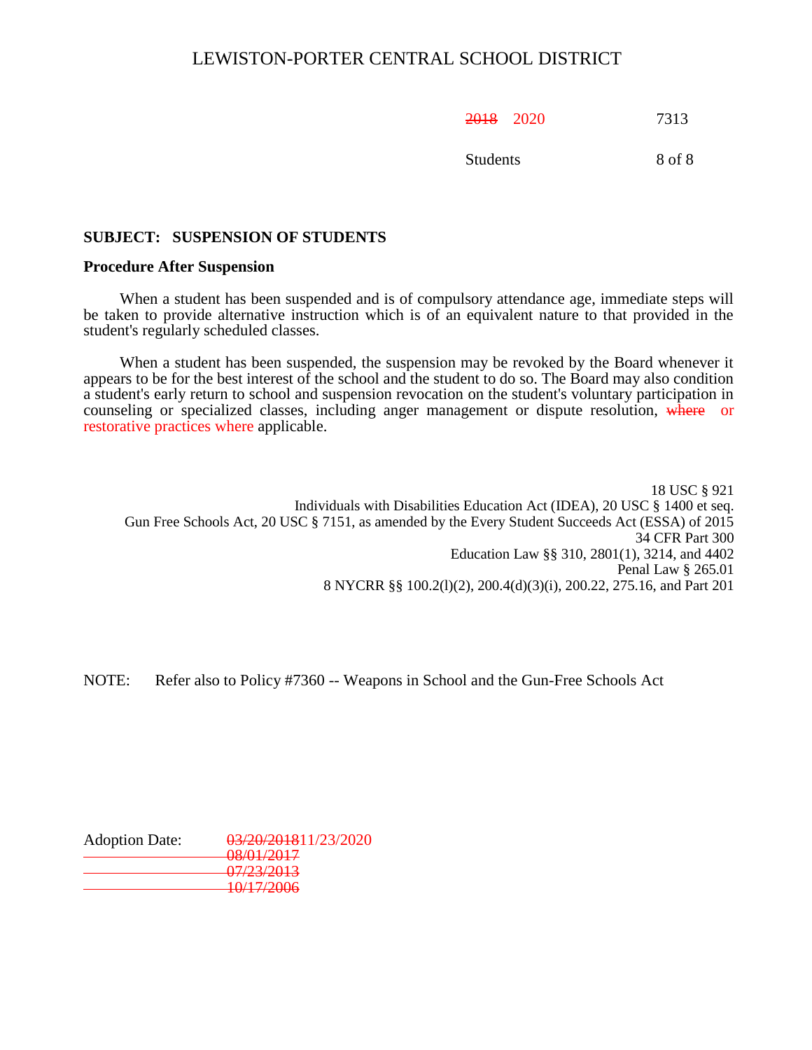**SUBJECT: SUSPENSION OF STUDENTS**

**Procedure After Suspension**

When a student has been suspended and is of compulsory attendance age, immediate steps will be taken to provide alternative instruction which is of an equivalent nature to that provided in the student's regularly scheduled classes.

When a student has been suspended, the suspension may be revoked by the Board whenever it appears to be for the best interest of the school and the student to do so. The Board may also condition a student's early return to school and suspension revocation on the student's voluntary participation in counseling or specialized classes, including anger management or dispute resolution, ~~where~~ or restorative practices where applicable.

18 USC § 921
Individuals with Disabilities Education Act (IDEA), 20 USC § 1400 et seq.
Gun Free Schools Act, 20 USC § 7151, as amended by the Every Student Succeeds Act (ESSA) of 2015
34 CFR Part 300
Education Law §§ 310, 2801(1), 3214, and 4402
Penal Law § 265.01
8 NYCRR §§ 100.2(l)(2), 200.4(d)(3)(i), 200.22, 275.16, and Part 201

NOTE: Refer also to Policy #7360 -- Weapons in School and the Gun-Free Schools Act

Adoption Date: ~~03/20/2018~~ 11/23/2020
~~08/01/2017~~
~~07/23/2013~~
~~10/17/2006~~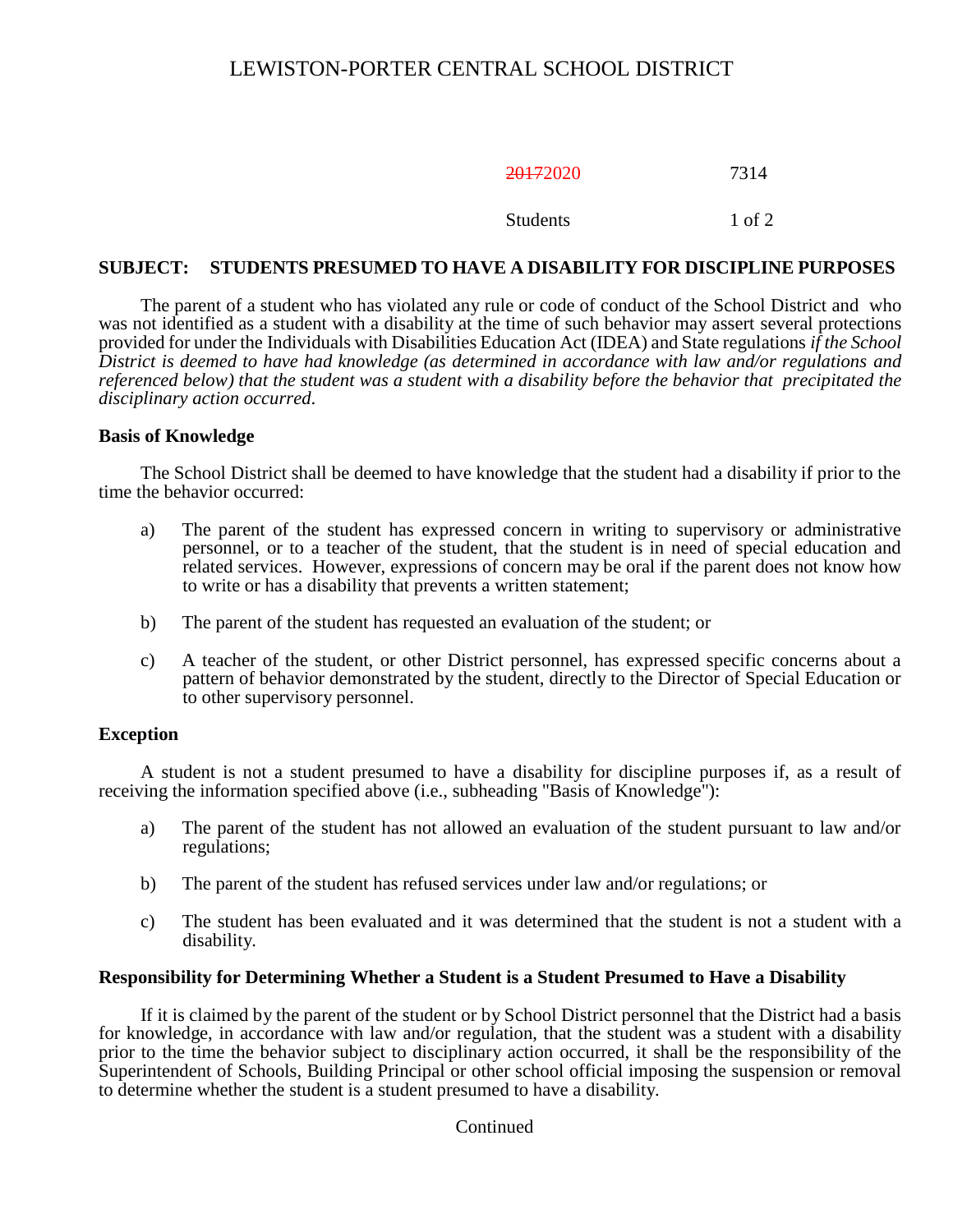# LEWISTON-PORTER CENTRAL SCHOOL DISTRICT

~~2017~~2020 7314

Students

## SUBJECT: STUDENTS PRESUMED TO HAVE A DISABILITY FOR DISCIPLINE PURPOSES

The parent of a student who has violated any rule or code of conduct of the School District and who was not identified as a student with a disability at the time of such behavior may assert several protections provided for under the Individuals with Disabilities Education Act (IDEA) and State regulations *if the School District is deemed to have had knowledge (as determined in accordance with law and/or regulations and referenced below) that the student was a student with a disability before the behavior that precipitated the disciplinary action occurred.*

### Basis of Knowledge

The School District shall be deemed to have knowledge that the student had a disability if prior to the time the behavior occurred:

a) The parent of the student has expressed concern in writing to supervisory or administrative personnel, or to a teacher of the student, that the student is in need of special education and related services. However, expressions of concern may be oral if the parent does not know how to write or has a disability that prevents a written statement;

b) The parent of the student has requested an evaluation of the student; or

c) A teacher of the student, or other District personnel, has expressed specific concerns about a pattern of behavior demonstrated by the student, directly to the Director of Special Education or to other supervisory personnel.

### Exception

A student is not a student presumed to have a disability for discipline purposes if, as a result of receiving the information specified above (i.e., subheading "Basis of Knowledge"):

a) The parent of the student has not allowed an evaluation of the student pursuant to law and/or regulations;

b) The parent of the student has refused services under law and/or regulations; or

c) The student has been evaluated and it was determined that the student is not a student with a disability.

### Responsibility for Determining Whether a Student is a Student Presumed to Have a Disability

If it is claimed by the parent of the student or by School District personnel that the District had a basis for knowledge, in accordance with law and/or regulation, that the student was a student with a disability prior to the time the behavior subject to disciplinary action occurred, it shall be the responsibility of the Superintendent of Schools, Building Principal or other school official imposing the suspension or removal to determine whether the student is a student presumed to have a disability.

Continued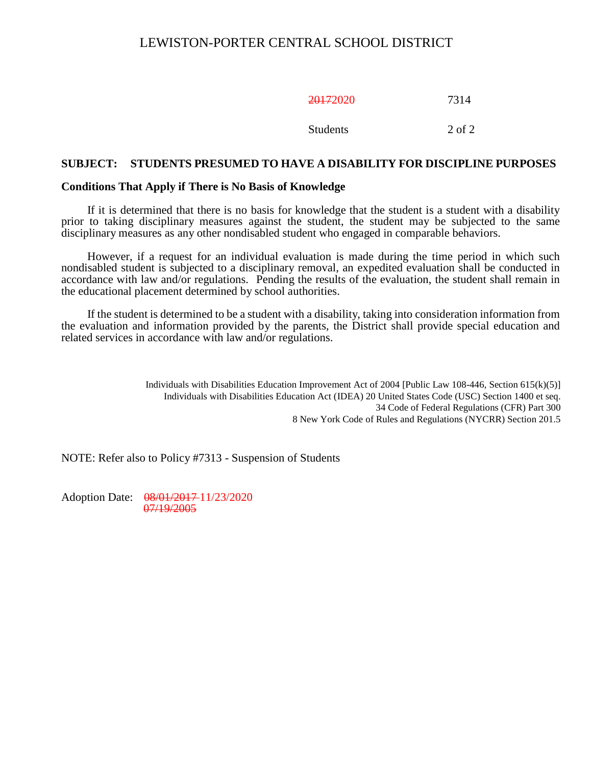## SUBJECT: STUDENTS PRESUMED TO HAVE A DISABILITY FOR DISCIPLINE PURPOSES

### Conditions That Apply if There is No Basis of Knowledge

If it is determined that there is no basis for knowledge that the student is a student with a disability prior to taking disciplinary measures against the student, the student may be subjected to the same disciplinary measures as any other nondisabled student who engaged in comparable behaviors.

However, if a request for an individual evaluation is made during the time period in which such nondisabled student is subjected to a disciplinary removal, an expedited evaluation shall be conducted in accordance with law and/or regulations. Pending the results of the evaluation, the student shall remain in the educational placement determined by school authorities.

If the student is determined to be a student with a disability, taking into consideration information from the evaluation and information provided by the parents, the District shall provide special education and related services in accordance with law and/or regulations.

Individuals with Disabilities Education Improvement Act of 2004 [Public Law 108-446, Section 615(k)(5)]
Individuals with Disabilities Education Act (IDEA) 20 United States Code (USC) Section 1400 et seq.
34 Code of Federal Regulations (CFR) Part 300
8 New York Code of Rules and Regulations (NYCRR) Section 201.5

NOTE: Refer also to Policy #7313 - Suspension of Students

Adoption Date: ~~08/01/2017~~ 11/23/2020
~~07/19/2005~~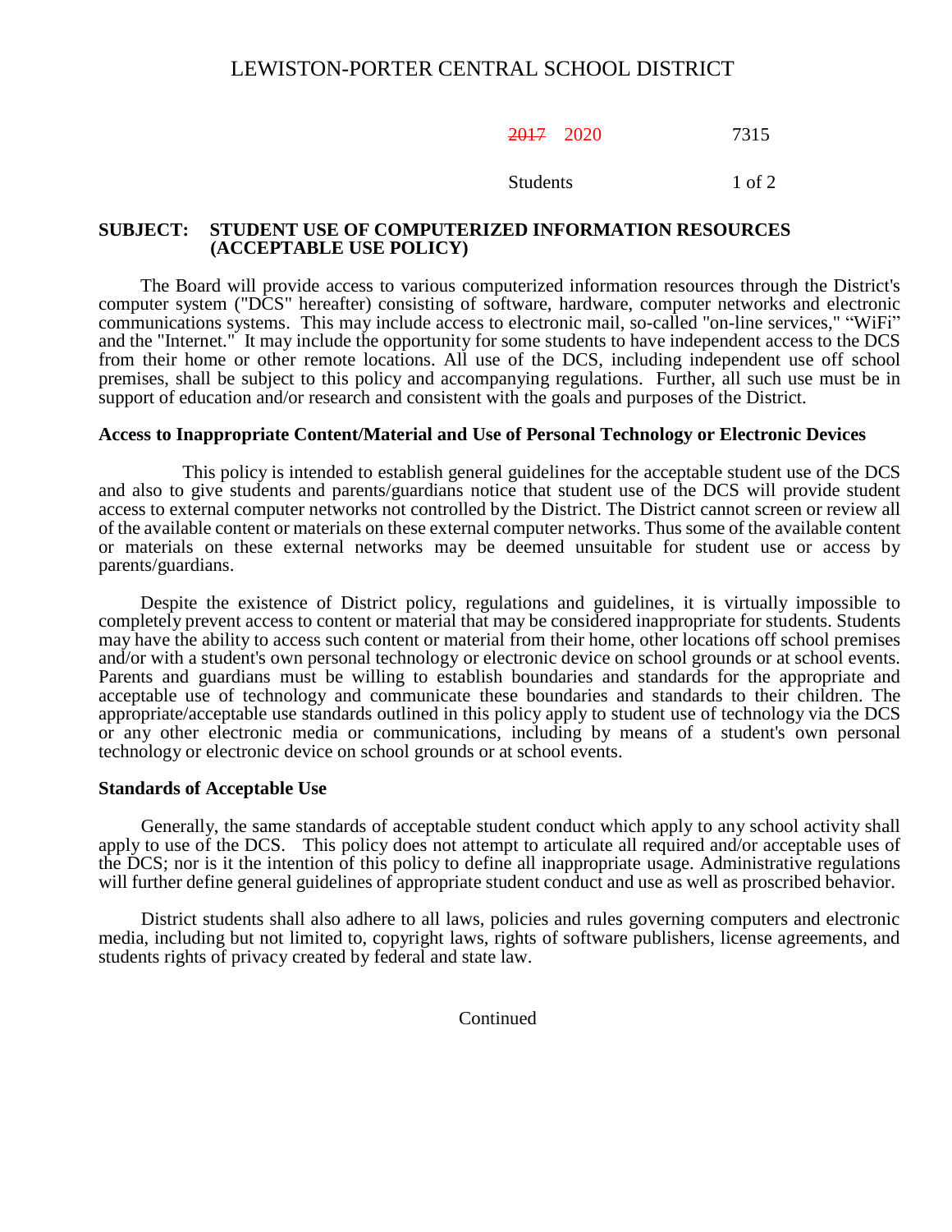# LEWISTON-PORTER CENTRAL SCHOOL DISTRICT

~~2017~~ 2020 7315

Students

**SUBJECT: STUDENT USE OF COMPUTERIZED INFORMATION RESOURCES (ACCEPTABLE USE POLICY)**

The Board will provide access to various computerized information resources through the District's computer system ("DCS" hereafter) consisting of software, hardware, computer networks and electronic communications systems. This may include access to electronic mail, so-called "on-line services," "WiFi" and the "Internet." It may include the opportunity for some students to have independent access to the DCS from their home or other remote locations. All use of the DCS, including independent use off school premises, shall be subject to this policy and accompanying regulations. Further, all such use must be in support of education and/or research and consistent with the goals and purposes of the District.

**Access to Inappropriate Content/Material and Use of Personal Technology or Electronic Devices**

This policy is intended to establish general guidelines for the acceptable student use of the DCS and also to give students and parents/guardians notice that student use of the DCS will provide student access to external computer networks not controlled by the District. The District cannot screen or review all of the available content or materials on these external computer networks. Thus some of the available content or materials on these external networks may be deemed unsuitable for student use or access by parents/guardians.

Despite the existence of District policy, regulations and guidelines, it is virtually impossible to completely prevent access to content or material that may be considered inappropriate for students. Students may have the ability to access such content or material from their home, other locations off school premises and/or with a student's own personal technology or electronic device on school grounds or at school events. Parents and guardians must be willing to establish boundaries and standards for the appropriate and acceptable use of technology and communicate these boundaries and standards to their children. The appropriate/acceptable use standards outlined in this policy apply to student use of technology via the DCS or any other electronic media or communications, including by means of a student's own personal technology or electronic device on school grounds or at school events.

**Standards of Acceptable Use**

Generally, the same standards of acceptable student conduct which apply to any school activity shall apply to use of the DCS. This policy does not attempt to articulate all required and/or acceptable uses of the DCS; nor is it the intention of this policy to define all inappropriate usage. Administrative regulations will further define general guidelines of appropriate student conduct and use as well as proscribed behavior.

District students shall also adhere to all laws, policies and rules governing computers and electronic media, including but not limited to, copyright laws, rights of software publishers, license agreements, and students rights of privacy created by federal and state law.

Continued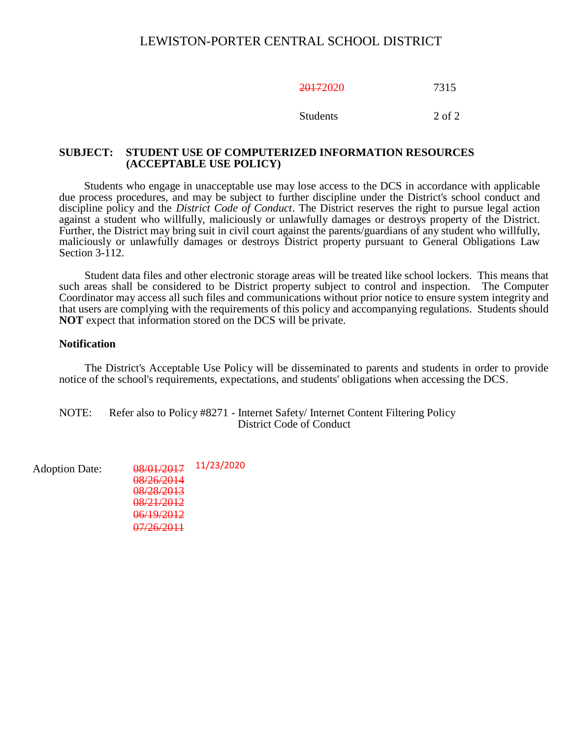# LEWISTON-PORTER CENTRAL SCHOOL DISTRICT

~~2017~~2020 7315

Students

**SUBJECT: STUDENT USE OF COMPUTERIZED INFORMATION RESOURCES (ACCEPTABLE USE POLICY)**

Students who engage in unacceptable use may lose access to the DCS in accordance with applicable due process procedures, and may be subject to further discipline under the District's school conduct and discipline policy and the *District Code of Conduct*. The District reserves the right to pursue legal action against a student who willfully, maliciously or unlawfully damages or destroys property of the District. Further, the District may bring suit in civil court against the parents/guardians of any student who willfully, maliciously or unlawfully damages or destroys District property pursuant to General Obligations Law Section 3-112.

Student data files and other electronic storage areas will be treated like school lockers. This means that such areas shall be considered to be District property subject to control and inspection. The Computer Coordinator may access all such files and communications without prior notice to ensure system integrity and that users are complying with the requirements of this policy and accompanying regulations. Students should **NOT** expect that information stored on the DCS will be private.

**Notification**

The District's Acceptable Use Policy will be disseminated to parents and students in order to provide notice of the school's requirements, expectations, and students' obligations when accessing the DCS.

NOTE: Refer also to Policy #8271 - Internet Safety/ Internet Content Filtering Policy
District Code of Conduct

Adoption Date: ~~08/01/2017~~ 11/23/2020
~~08/26/2014~~
~~08/28/2013~~
~~08/21/2012~~
~~06/19/2012~~
~~07/26/2011~~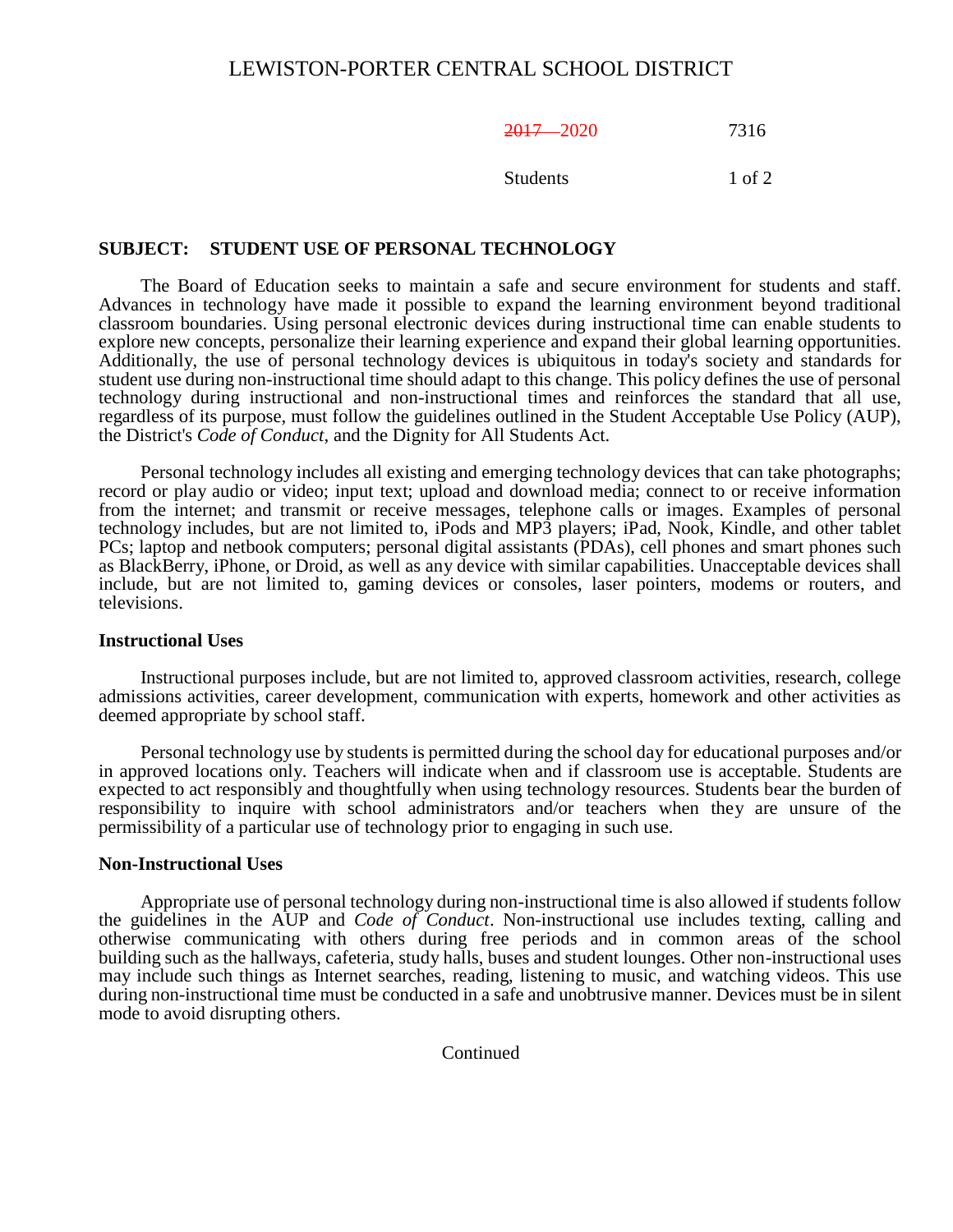# LEWISTON-PORTER CENTRAL SCHOOL DISTRICT

~~2017~~ 2020 7316

Students

## SUBJECT: STUDENT USE OF PERSONAL TECHNOLOGY

The Board of Education seeks to maintain a safe and secure environment for students and staff. Advances in technology have made it possible to expand the learning environment beyond traditional classroom boundaries. Using personal electronic devices during instructional time can enable students to explore new concepts, personalize their learning experience and expand their global learning opportunities. Additionally, the use of personal technology devices is ubiquitous in today's society and standards for student use during non-instructional time should adapt to this change. This policy defines the use of personal technology during instructional and non-instructional times and reinforces the standard that all use, regardless of its purpose, must follow the guidelines outlined in the Student Acceptable Use Policy (AUP), the District's *Code of Conduct*, and the Dignity for All Students Act.

Personal technology includes all existing and emerging technology devices that can take photographs; record or play audio or video; input text; upload and download media; connect to or receive information from the internet; and transmit or receive messages, telephone calls or images. Examples of personal technology includes, but are not limited to, iPods and MP3 players; iPad, Nook, Kindle, and other tablet PCs; laptop and netbook computers; personal digital assistants (PDAs), cell phones and smart phones such as BlackBerry, iPhone, or Droid, as well as any device with similar capabilities. Unacceptable devices shall include, but are not limited to, gaming devices or consoles, laser pointers, modems or routers, and televisions.

### Instructional Uses

Instructional purposes include, but are not limited to, approved classroom activities, research, college admissions activities, career development, communication with experts, homework and other activities as deemed appropriate by school staff.

Personal technology use by students is permitted during the school day for educational purposes and/or in approved locations only. Teachers will indicate when and if classroom use is acceptable. Students are expected to act responsibly and thoughtfully when using technology resources. Students bear the burden of responsibility to inquire with school administrators and/or teachers when they are unsure of the permissibility of a particular use of technology prior to engaging in such use.

### Non-Instructional Uses

Appropriate use of personal technology during non-instructional time is also allowed if students follow the guidelines in the AUP and *Code of Conduct*. Non-instructional use includes texting, calling and otherwise communicating with others during free periods and in common areas of the school building such as the hallways, cafeteria, study halls, buses and student lounges. Other non-instructional uses may include such things as Internet searches, reading, listening to music, and watching videos. This use during non-instructional time must be conducted in a safe and unobtrusive manner. Devices must be in silent mode to avoid disrupting others.

Continued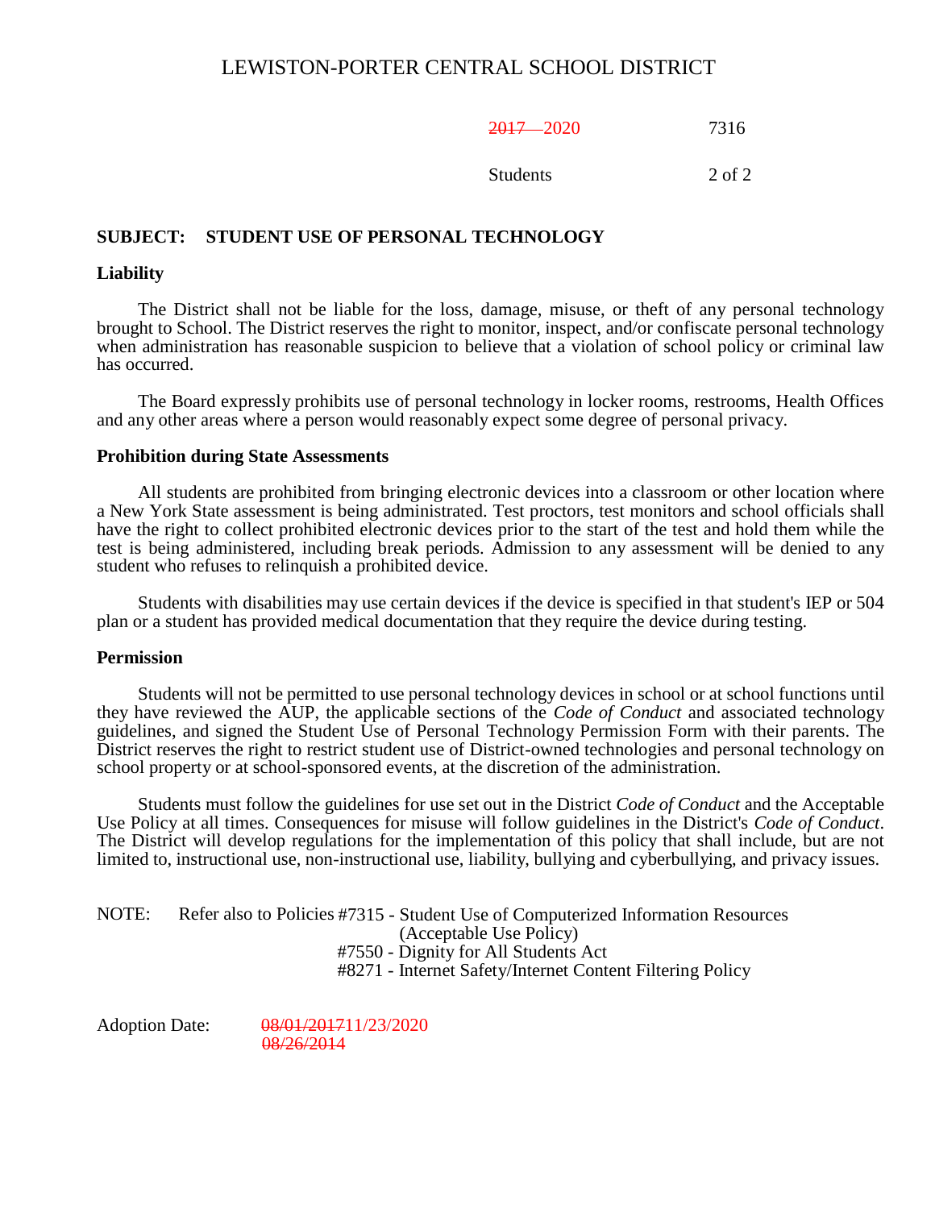## SUBJECT: STUDENT USE OF PERSONAL TECHNOLOGY

### Liability

The District shall not be liable for the loss, damage, misuse, or theft of any personal technology brought to School. The District reserves the right to monitor, inspect, and/or confiscate personal technology when administration has reasonable suspicion to believe that a violation of school policy or criminal law has occurred.

The Board expressly prohibits use of personal technology in locker rooms, restrooms, Health Offices and any other areas where a person would reasonably expect some degree of personal privacy.

### Prohibition during State Assessments

All students are prohibited from bringing electronic devices into a classroom or other location where a New York State assessment is being administrated. Test proctors, test monitors and school officials shall have the right to collect prohibited electronic devices prior to the start of the test and hold them while the test is being administered, including break periods. Admission to any assessment will be denied to any student who refuses to relinquish a prohibited device.

Students with disabilities may use certain devices if the device is specified in that student's IEP or 504 plan or a student has provided medical documentation that they require the device during testing.

### Permission

Students will not be permitted to use personal technology devices in school or at school functions until they have reviewed the AUP, the applicable sections of the *Code of Conduct* and associated technology guidelines, and signed the Student Use of Personal Technology Permission Form with their parents. The District reserves the right to restrict student use of District-owned technologies and personal technology on school property or at school-sponsored events, at the discretion of the administration.

Students must follow the guidelines for use set out in the District *Code of Conduct* and the Acceptable Use Policy at all times. Consequences for misuse will follow guidelines in the District's *Code of Conduct*. The District will develop regulations for the implementation of this policy that shall include, but are not limited to, instructional use, non-instructional use, liability, bullying and cyberbullying, and privacy issues.

NOTE: Refer also to Policies #7315 - Student Use of Computerized Information Resources (Acceptable Use Policy)
#7550 - Dignity for All Students Act
#8271 - Internet Safety/Internet Content Filtering Policy

Adoption Date: ~~08/01/2017~~ 11/23/2020
~~08/26/2014~~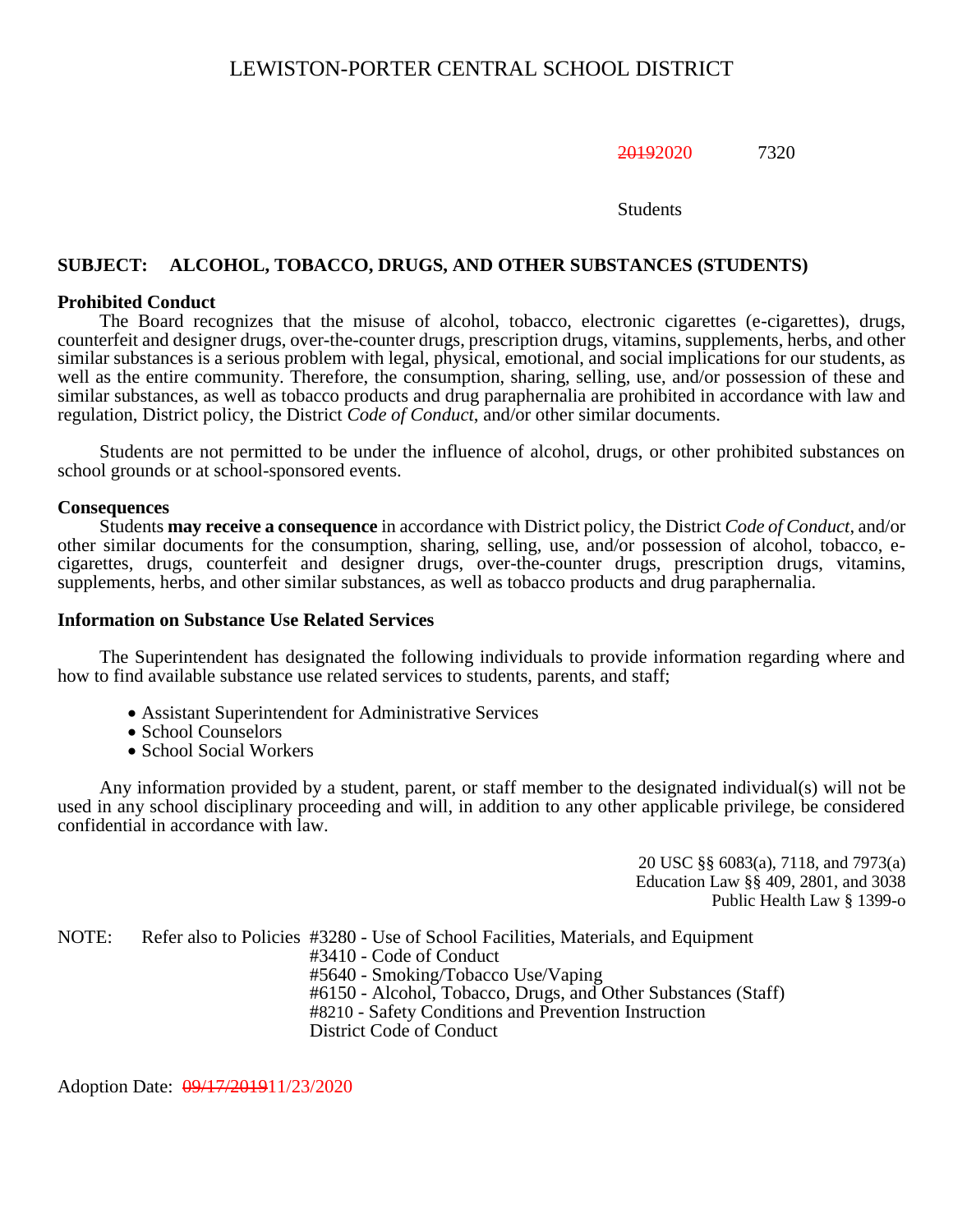# LEWISTON-PORTER CENTRAL SCHOOL DISTRICT

~~2019~~2020 7320

Students

**SUBJECT: ALCOHOL, TOBACCO, DRUGS, AND OTHER SUBSTANCES (STUDENTS)**

**Prohibited Conduct**

The Board recognizes that the misuse of alcohol, tobacco, electronic cigarettes (e-cigarettes), drugs, counterfeit and designer drugs, over-the-counter drugs, prescription drugs, vitamins, supplements, herbs, and other similar substances is a serious problem with legal, physical, emotional, and social implications for our students, as well as the entire community. Therefore, the consumption, sharing, selling, use, and/or possession of these and similar substances, as well as tobacco products and drug paraphernalia are prohibited in accordance with law and regulation, District policy, the District *Code of Conduct*, and/or other similar documents.

Students are not permitted to be under the influence of alcohol, drugs, or other prohibited substances on school grounds or at school-sponsored events.

**Consequences**

Students **may receive a consequence** in accordance with District policy, the District *Code of Conduct*, and/or other similar documents for the consumption, sharing, selling, use, and/or possession of alcohol, tobacco, e-cigarettes, drugs, counterfeit and designer drugs, over-the-counter drugs, prescription drugs, vitamins, supplements, herbs, and other similar substances, as well as tobacco products and drug paraphernalia.

**Information on Substance Use Related Services**

The Superintendent has designated the following individuals to provide information regarding where and how to find available substance use related services to students, parents, and staff;

- Assistant Superintendent for Administrative Services
- School Counselors
- School Social Workers

Any information provided by a student, parent, or staff member to the designated individual(s) will not be used in any school disciplinary proceeding and will, in addition to any other applicable privilege, be considered confidential in accordance with law.

20 USC §§ 6083(a), 7118, and 7973(a)
Education Law §§ 409, 2801, and 3038
Public Health Law § 1399-o

NOTE: Refer also to Policies #3280 - Use of School Facilities, Materials, and Equipment
#3410 - Code of Conduct
#5640 - Smoking/Tobacco Use/Vaping
#6150 - Alcohol, Tobacco, Drugs, and Other Substances (Staff)
#8210 - Safety Conditions and Prevention Instruction
District Code of Conduct

Adoption Date: ~~09/17/2019~~11/23/2020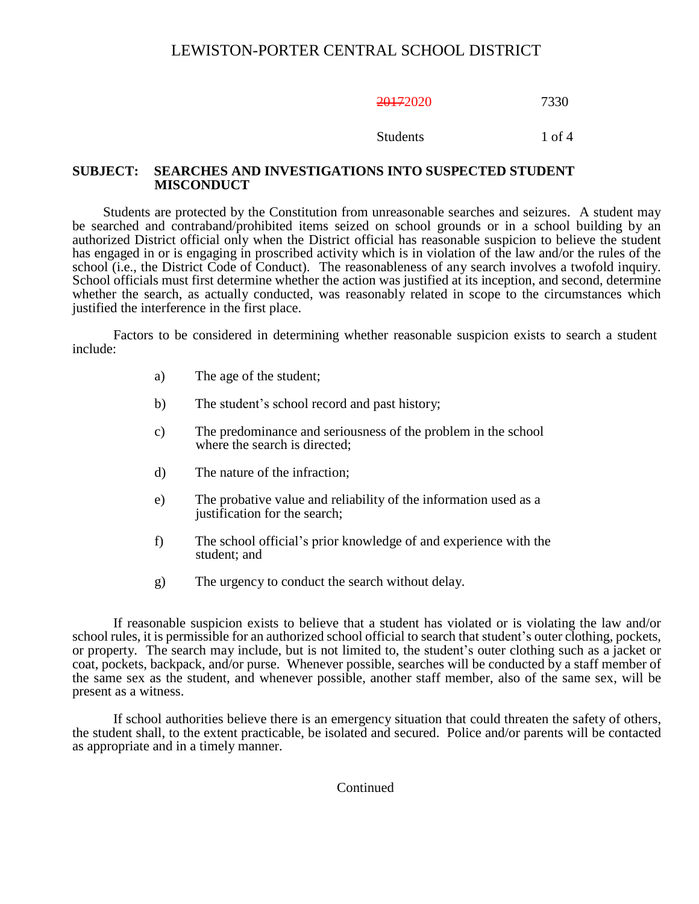# LEWISTON-PORTER CENTRAL SCHOOL DISTRICT

~~2017~~2020 7330

Students

**SUBJECT: SEARCHES AND INVESTIGATIONS INTO SUSPECTED STUDENT MISCONDUCT**

Students are protected by the Constitution from unreasonable searches and seizures. A student may be searched and contraband/prohibited items seized on school grounds or in a school building by an authorized District official only when the District official has reasonable suspicion to believe the student has engaged in or is engaging in proscribed activity which is in violation of the law and/or the rules of the school (i.e., the District Code of Conduct). The reasonableness of any search involves a twofold inquiry. School officials must first determine whether the action was justified at its inception, and second, determine whether the search, as actually conducted, was reasonably related in scope to the circumstances which justified the interference in the first place.

Factors to be considered in determining whether reasonable suspicion exists to search a student include:

a) The age of the student;

b) The student's school record and past history;

c) The predominance and seriousness of the problem in the school where the search is directed;

d) The nature of the infraction;

e) The probative value and reliability of the information used as a justification for the search;

f) The school official's prior knowledge of and experience with the student; and

g) The urgency to conduct the search without delay.

If reasonable suspicion exists to believe that a student has violated or is violating the law and/or school rules, it is permissible for an authorized school official to search that student's outer clothing, pockets, or property. The search may include, but is not limited to, the student's outer clothing such as a jacket or coat, pockets, backpack, and/or purse. Whenever possible, searches will be conducted by a staff member of the same sex as the student, and whenever possible, another staff member, also of the same sex, will be present as a witness.

If school authorities believe there is an emergency situation that could threaten the safety of others, the student shall, to the extent practicable, be isolated and secured. Police and/or parents will be contacted as appropriate and in a timely manner.

Continued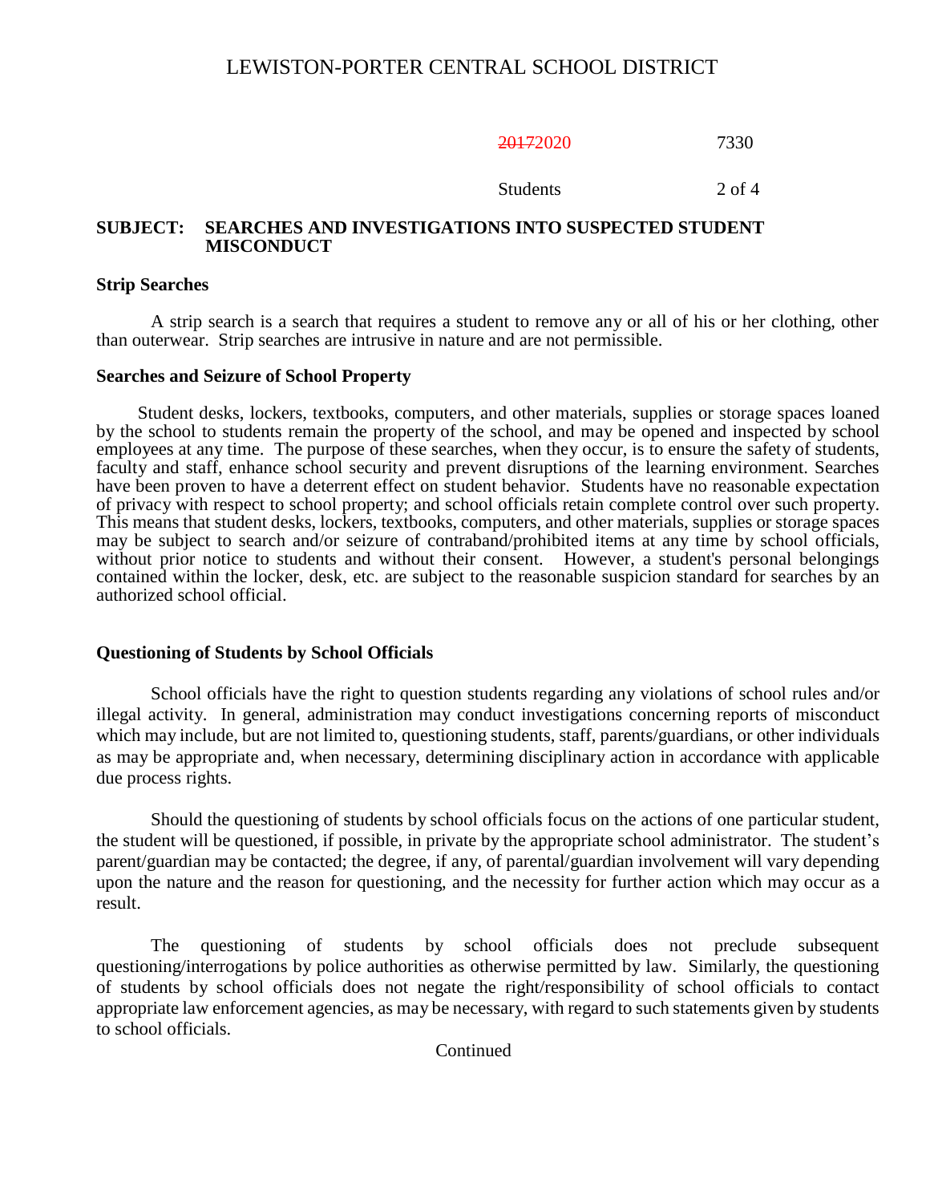**SUBJECT: SEARCHES AND INVESTIGATIONS INTO SUSPECTED STUDENT MISCONDUCT**

**Strip Searches**

A strip search is a search that requires a student to remove any or all of his or her clothing, other than outerwear. Strip searches are intrusive in nature and are not permissible.

**Searches and Seizure of School Property**

Student desks, lockers, textbooks, computers, and other materials, supplies or storage spaces loaned by the school to students remain the property of the school, and may be opened and inspected by school employees at any time. The purpose of these searches, when they occur, is to ensure the safety of students, faculty and staff, enhance school security and prevent disruptions of the learning environment. Searches have been proven to have a deterrent effect on student behavior. Students have no reasonable expectation of privacy with respect to school property; and school officials retain complete control over such property. This means that student desks, lockers, textbooks, computers, and other materials, supplies or storage spaces may be subject to search and/or seizure of contraband/prohibited items at any time by school officials, without prior notice to students and without their consent. However, a student's personal belongings contained within the locker, desk, etc. are subject to the reasonable suspicion standard for searches by an authorized school official.

**Questioning of Students by School Officials**

School officials have the right to question students regarding any violations of school rules and/or illegal activity. In general, administration may conduct investigations concerning reports of misconduct which may include, but are not limited to, questioning students, staff, parents/guardians, or other individuals as may be appropriate and, when necessary, determining disciplinary action in accordance with applicable due process rights.

Should the questioning of students by school officials focus on the actions of one particular student, the student will be questioned, if possible, in private by the appropriate school administrator. The student's parent/guardian may be contacted; the degree, if any, of parental/guardian involvement will vary depending upon the nature and the reason for questioning, and the necessity for further action which may occur as a result.

The questioning of students by school officials does not preclude subsequent questioning/interrogations by police authorities as otherwise permitted by law. Similarly, the questioning of students by school officials does not negate the right/responsibility of school officials to contact appropriate law enforcement agencies, as may be necessary, with regard to such statements given by students to school officials.

Continued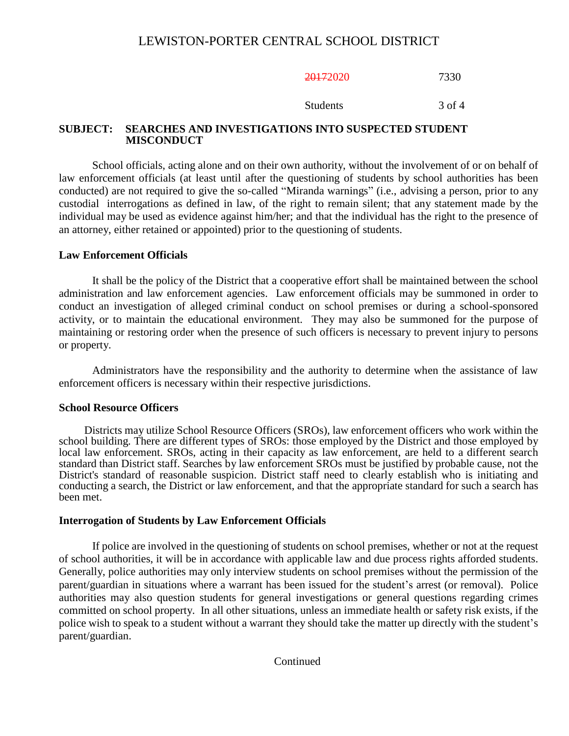**SUBJECT: SEARCHES AND INVESTIGATIONS INTO SUSPECTED STUDENT MISCONDUCT**

School officials, acting alone and on their own authority, without the involvement of or on behalf of law enforcement officials (at least until after the questioning of students by school authorities has been conducted) are not required to give the so-called "Miranda warnings" (i.e., advising a person, prior to any custodial interrogations as defined in law, of the right to remain silent; that any statement made by the individual may be used as evidence against him/her; and that the individual has the right to the presence of an attorney, either retained or appointed) prior to the questioning of students.

**Law Enforcement Officials**

It shall be the policy of the District that a cooperative effort shall be maintained between the school administration and law enforcement agencies. Law enforcement officials may be summoned in order to conduct an investigation of alleged criminal conduct on school premises or during a school-sponsored activity, or to maintain the educational environment. They may also be summoned for the purpose of maintaining or restoring order when the presence of such officers is necessary to prevent injury to persons or property.

Administrators have the responsibility and the authority to determine when the assistance of law enforcement officers is necessary within their respective jurisdictions.

**School Resource Officers**

Districts may utilize School Resource Officers (SROs), law enforcement officers who work within the school building. There are different types of SROs: those employed by the District and those employed by local law enforcement. SROs, acting in their capacity as law enforcement, are held to a different search standard than District staff. Searches by law enforcement SROs must be justified by probable cause, not the District's standard of reasonable suspicion. District staff need to clearly establish who is initiating and conducting a search, the District or law enforcement, and that the appropriate standard for such a search has been met.

**Interrogation of Students by Law Enforcement Officials**

If police are involved in the questioning of students on school premises, whether or not at the request of school authorities, it will be in accordance with applicable law and due process rights afforded students. Generally, police authorities may only interview students on school premises without the permission of the parent/guardian in situations where a warrant has been issued for the student's arrest (or removal). Police authorities may also question students for general investigations or general questions regarding crimes committed on school property. In all other situations, unless an immediate health or safety risk exists, if the police wish to speak to a student without a warrant they should take the matter up directly with the student's parent/guardian.

Continued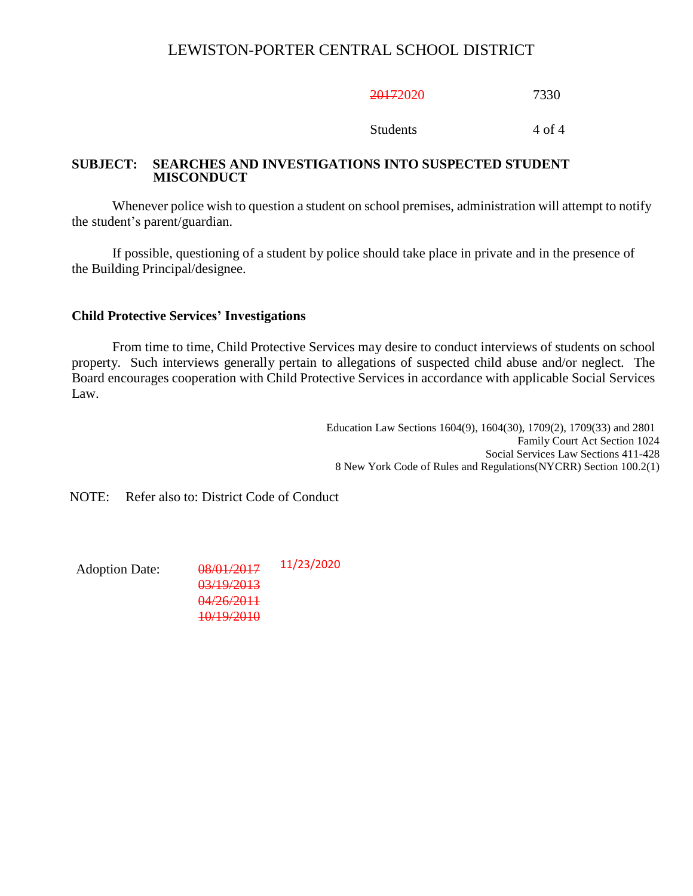**SUBJECT: SEARCHES AND INVESTIGATIONS INTO SUSPECTED STUDENT MISCONDUCT**

Whenever police wish to question a student on school premises, administration will attempt to notify the student's parent/guardian.

If possible, questioning of a student by police should take place in private and in the presence of the Building Principal/designee.

### Child Protective Services' Investigations

From time to time, Child Protective Services may desire to conduct interviews of students on school property. Such interviews generally pertain to allegations of suspected child abuse and/or neglect. The Board encourages cooperation with Child Protective Services in accordance with applicable Social Services Law.

Education Law Sections 1604(9), 1604(30), 1709(2), 1709(33) and 2801
Family Court Act Section 1024
Social Services Law Sections 411-428
8 New York Code of Rules and Regulations(NYCRR) Section 100.2(1)

NOTE: Refer also to: District Code of Conduct

Adoption Date: ~~08/01/2017~~ 11/23/2020
~~03/19/2013~~
~~04/26/2011~~
~~10/19/2010~~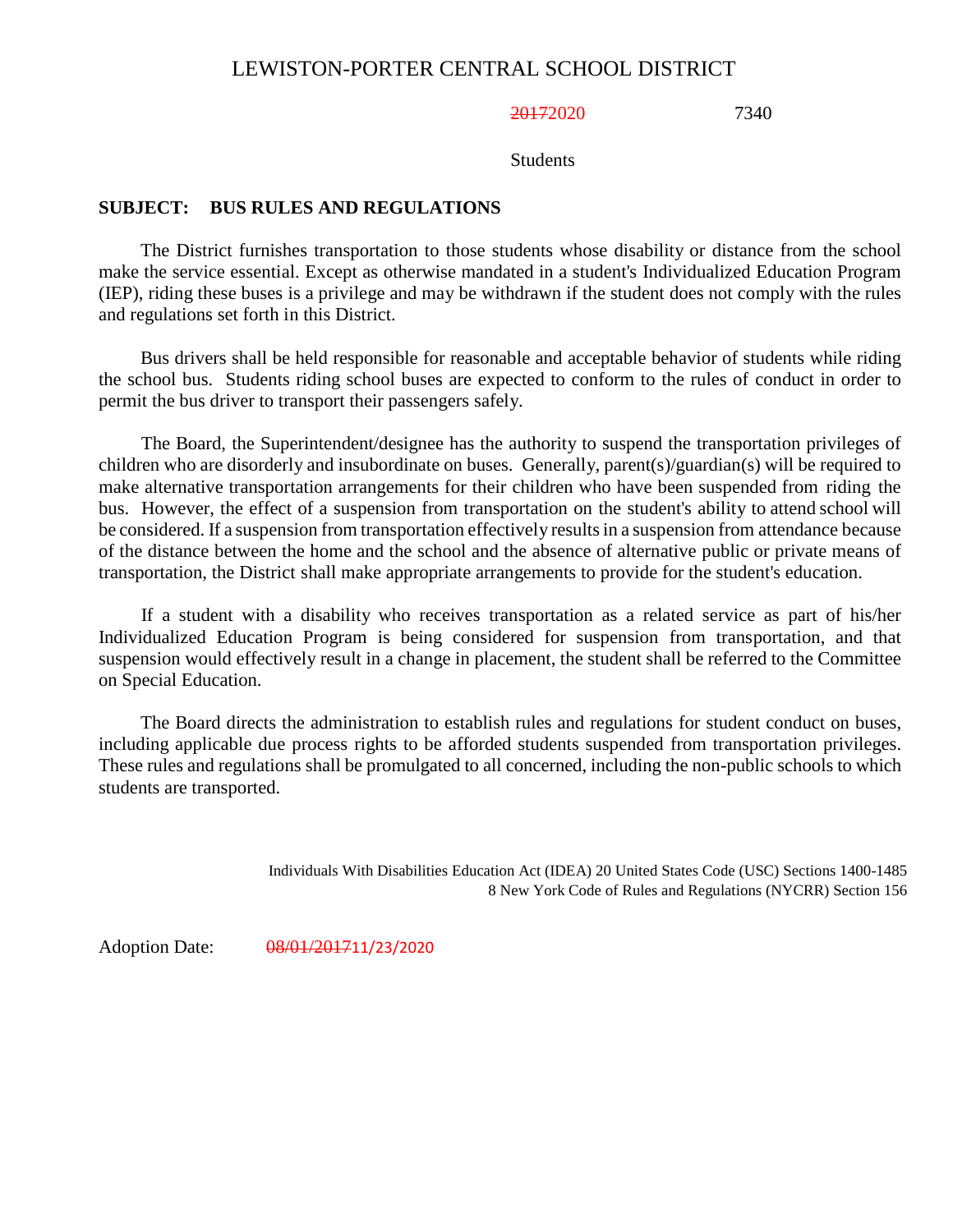LEWISTON-PORTER CENTRAL SCHOOL DISTRICT

~~2017~~2020 7340

Students

**SUBJECT: BUS RULES AND REGULATIONS**

The District furnishes transportation to those students whose disability or distance from the school make the service essential. Except as otherwise mandated in a student's Individualized Education Program (IEP), riding these buses is a privilege and may be withdrawn if the student does not comply with the rules and regulations set forth in this District.

Bus drivers shall be held responsible for reasonable and acceptable behavior of students while riding the school bus. Students riding school buses are expected to conform to the rules of conduct in order to permit the bus driver to transport their passengers safely.

The Board, the Superintendent/designee has the authority to suspend the transportation privileges of children who are disorderly and insubordinate on buses. Generally, parent(s)/guardian(s) will be required to make alternative transportation arrangements for their children who have been suspended from riding the bus. However, the effect of a suspension from transportation on the student's ability to attend school will be considered. If a suspension from transportation effectively results in a suspension from attendance because of the distance between the home and the school and the absence of alternative public or private means of transportation, the District shall make appropriate arrangements to provide for the student's education.

If a student with a disability who receives transportation as a related service as part of his/her Individualized Education Program is being considered for suspension from transportation, and that suspension would effectively result in a change in placement, the student shall be referred to the Committee on Special Education.

The Board directs the administration to establish rules and regulations for student conduct on buses, including applicable due process rights to be afforded students suspended from transportation privileges. These rules and regulations shall be promulgated to all concerned, including the non-public schools to which students are transported.

Individuals With Disabilities Education Act (IDEA) 20 United States Code (USC) Sections 1400-1485
8 New York Code of Rules and Regulations (NYCRR) Section 156

Adoption Date: ~~08/01/2017~~11/23/2020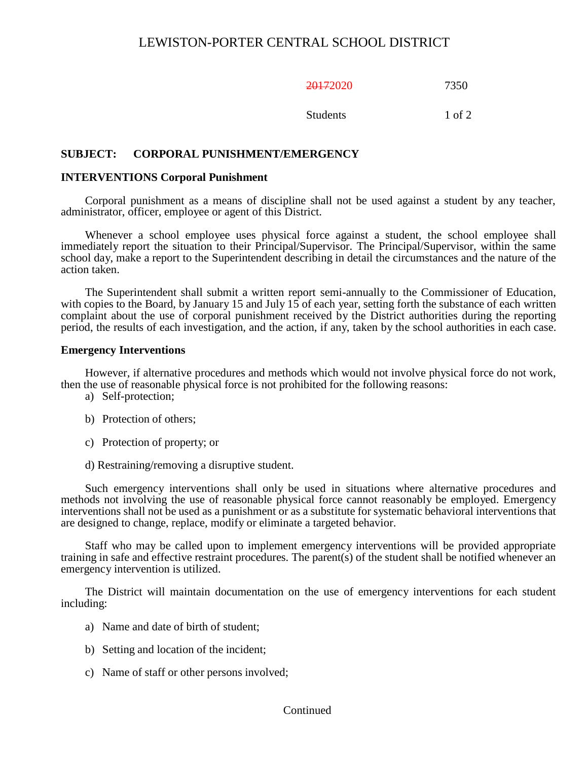# LEWISTON-PORTER CENTRAL SCHOOL DISTRICT

~~2017~~2020 7350

Students

## SUBJECT: CORPORAL PUNISHMENT/EMERGENCY INTERVENTIONS

### Corporal Punishment

Corporal punishment as a means of discipline shall not be used against a student by any teacher, administrator, officer, employee or agent of this District.

Whenever a school employee uses physical force against a student, the school employee shall immediately report the situation to their Principal/Supervisor. The Principal/Supervisor, within the same school day, make a report to the Superintendent describing in detail the circumstances and the nature of the action taken.

The Superintendent shall submit a written report semi-annually to the Commissioner of Education, with copies to the Board, by January 15 and July 15 of each year, setting forth the substance of each written complaint about the use of corporal punishment received by the District authorities during the reporting period, the results of each investigation, and the action, if any, taken by the school authorities in each case.

### Emergency Interventions

However, if alternative procedures and methods which would not involve physical force do not work, then the use of reasonable physical force is not prohibited for the following reasons:

a) Self-protection;

b) Protection of others;

c) Protection of property; or

d) Restraining/removing a disruptive student.

Such emergency interventions shall only be used in situations where alternative procedures and methods not involving the use of reasonable physical force cannot reasonably be employed. Emergency interventions shall not be used as a punishment or as a substitute for systematic behavioral interventions that are designed to change, replace, modify or eliminate a targeted behavior.

Staff who may be called upon to implement emergency interventions will be provided appropriate training in safe and effective restraint procedures. The parent(s) of the student shall be notified whenever an emergency intervention is utilized.

The District will maintain documentation on the use of emergency interventions for each student including:

a) Name and date of birth of student;

b) Setting and location of the incident;

c) Name of staff or other persons involved;

Continued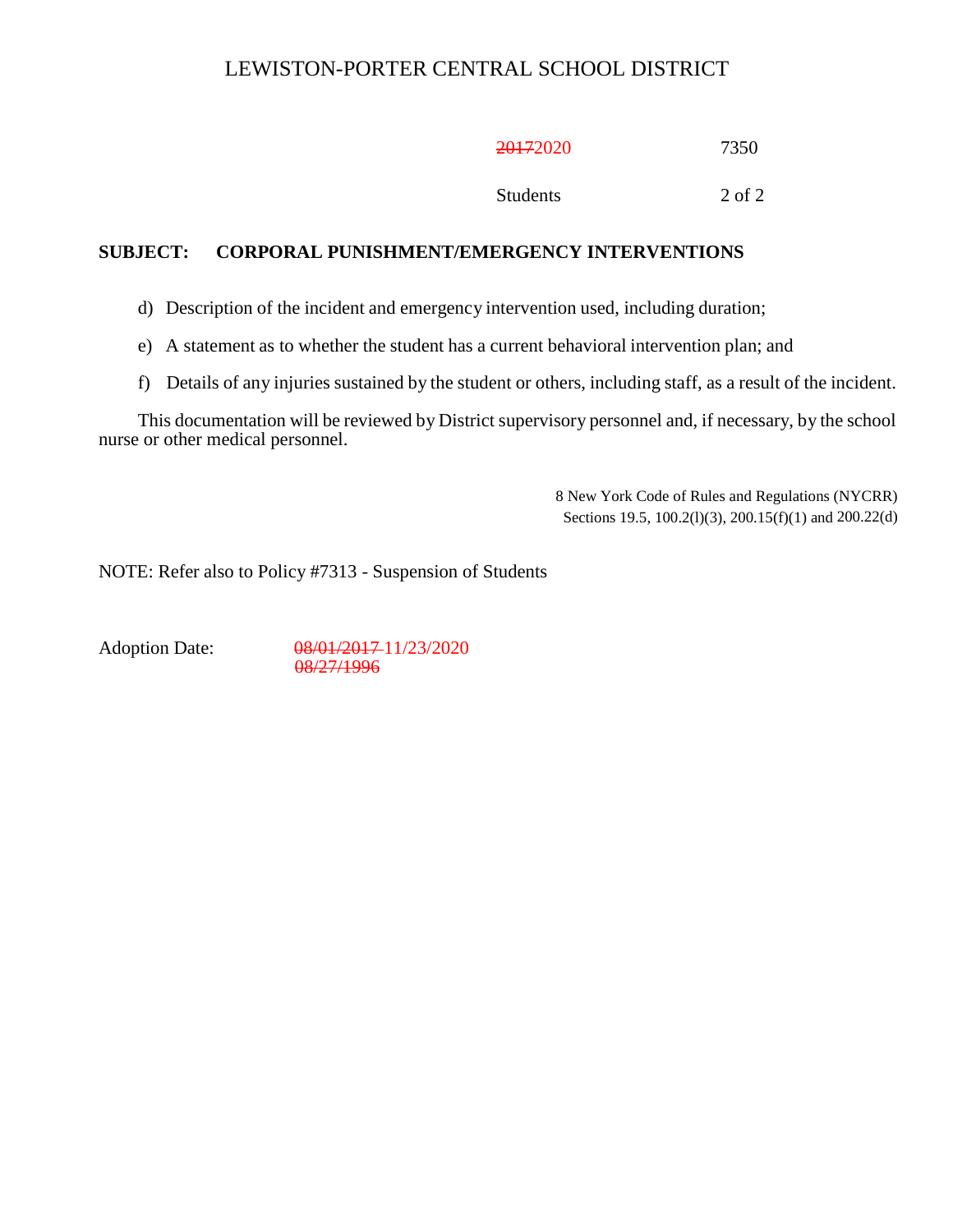**SUBJECT: CORPORAL PUNISHMENT/EMERGENCY INTERVENTIONS**

d) Description of the incident and emergency intervention used, including duration;

e) A statement as to whether the student has a current behavioral intervention plan; and

f) Details of any injuries sustained by the student or others, including staff, as a result of the incident.

This documentation will be reviewed by District supervisory personnel and, if necessary, by the school nurse or other medical personnel.

8 New York Code of Rules and Regulations (NYCRR)
Sections 19.5, 100.2(l)(3), 200.15(f)(1) and 200.22(d)

NOTE: Refer also to Policy #7313 - Suspension of Students

Adoption Date: ~~08/01/2017~~ 11/23/2020
~~08/27/1996~~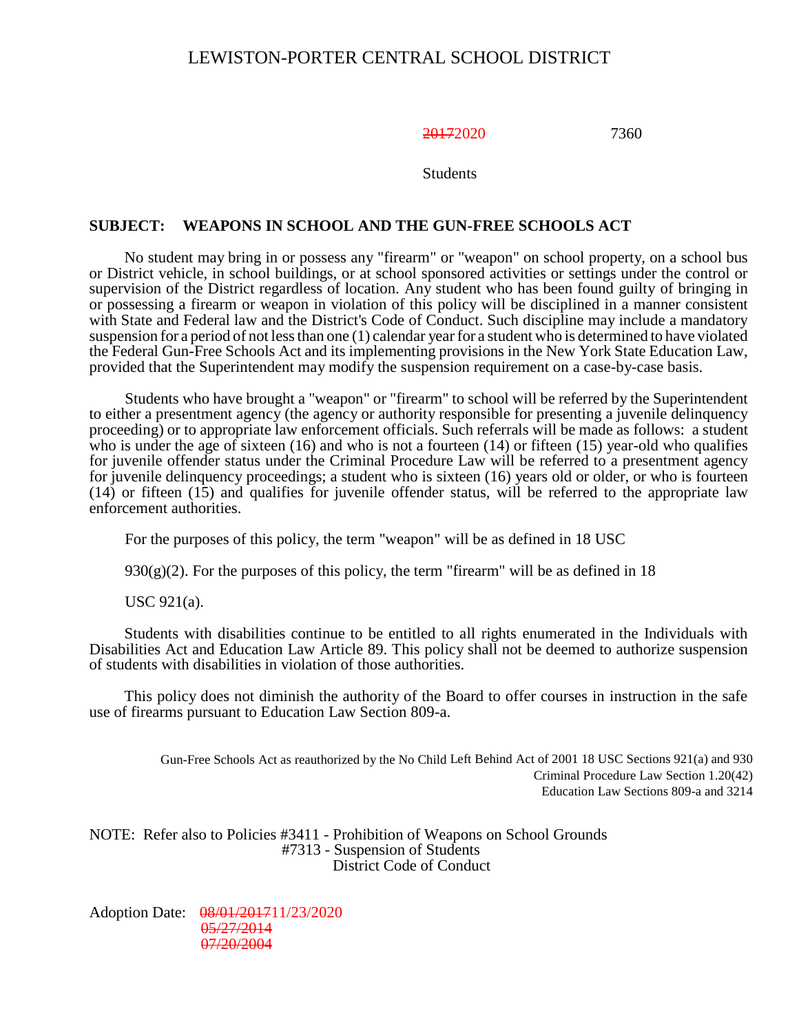LEWISTON-PORTER CENTRAL SCHOOL DISTRICT

~~2017~~2020 7360

Students

**SUBJECT: WEAPONS IN SCHOOL AND THE GUN-FREE SCHOOLS ACT**

No student may bring in or possess any "firearm" or "weapon" on school property, on a school bus or District vehicle, in school buildings, or at school sponsored activities or settings under the control or supervision of the District regardless of location. Any student who has been found guilty of bringing in or possessing a firearm or weapon in violation of this policy will be disciplined in a manner consistent with State and Federal law and the District's Code of Conduct. Such discipline may include a mandatory suspension for a period of not less than one (1) calendar year for a student who is determined to have violated the Federal Gun-Free Schools Act and its implementing provisions in the New York State Education Law, provided that the Superintendent may modify the suspension requirement on a case-by-case basis.

Students who have brought a "weapon" or "firearm" to school will be referred by the Superintendent to either a presentment agency (the agency or authority responsible for presenting a juvenile delinquency proceeding) or to appropriate law enforcement officials. Such referrals will be made as follows: a student who is under the age of sixteen (16) and who is not a fourteen (14) or fifteen (15) year-old who qualifies for juvenile offender status under the Criminal Procedure Law will be referred to a presentment agency for juvenile delinquency proceedings; a student who is sixteen (16) years old or older, or who is fourteen (14) or fifteen (15) and qualifies for juvenile offender status, will be referred to the appropriate law enforcement authorities.

For the purposes of this policy, the term "weapon" will be as defined in 18 USC 930(g)(2). For the purposes of this policy, the term "firearm" will be as defined in 18 USC 921(a).

Students with disabilities continue to be entitled to all rights enumerated in the Individuals with Disabilities Act and Education Law Article 89. This policy shall not be deemed to authorize suspension of students with disabilities in violation of those authorities.

This policy does not diminish the authority of the Board to offer courses in instruction in the safe use of firearms pursuant to Education Law Section 809-a.

Gun-Free Schools Act as reauthorized by the No Child Left Behind Act of 2001 18 USC Sections 921(a) and 930
Criminal Procedure Law Section 1.20(42)
Education Law Sections 809-a and 3214

NOTE: Refer also to Policies #3411 - Prohibition of Weapons on School Grounds
#7313 - Suspension of Students
District Code of Conduct

Adoption Date: ~~08/01/2017~~11/23/2020
~~05/27/2014~~
~~07/20/2004~~